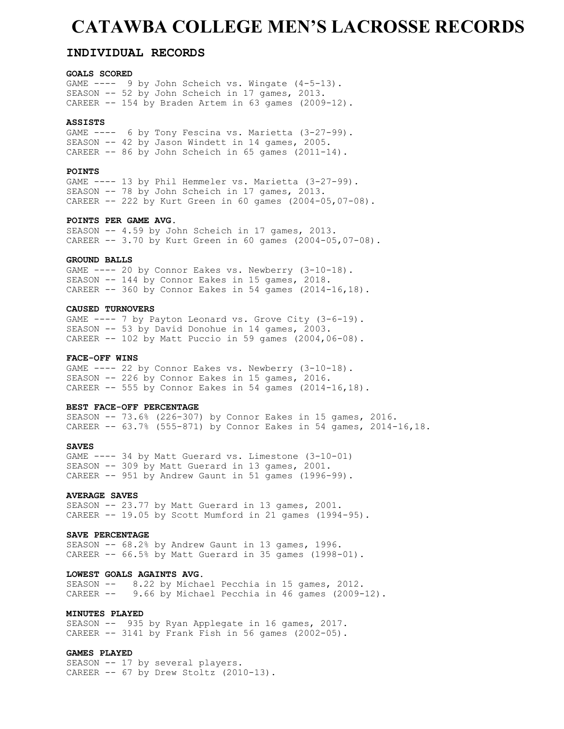# CATAWBA COLLEGE MEN'S LACROSSE RECORDS

## INDIVIDUAL RECORDS

**GOALS SCORED**
GAME ---- 9 by John Scheich vs. Wingate (4-5-13).
SEASON -- 52 by John Scheich in 17 games, 2013.
CAREER -- 154 by Braden Artem in 63 games (2009-12).

**ASSISTS**
GAME ---- 6 by Tony Fescina vs. Marietta (3-27-99).
SEASON -- 42 by Jason Windett in 14 games, 2005.
CAREER -- 86 by John Scheich in 65 games (2011-14).

**POINTS**
GAME ---- 13 by Phil Hemmeler vs. Marietta (3-27-99).
SEASON -- 78 by John Scheich in 17 games, 2013.
CAREER -- 222 by Kurt Green in 60 games (2004-05,07-08).

**POINTS PER GAME AVG.**
SEASON -- 4.59 by John Scheich in 17 games, 2013.
CAREER -- 3.70 by Kurt Green in 60 games (2004-05,07-08).

**GROUND BALLS**
GAME ---- 20 by Connor Eakes vs. Newberry (3-10-18).
SEASON -- 144 by Connor Eakes in 15 games, 2018.
CAREER -- 360 by Connor Eakes in 54 games (2014-16,18).

**CAUSED TURNOVERS**
GAME ---- 7 by Payton Leonard vs. Grove City (3-6-19).
SEASON -- 53 by David Donohue in 14 games, 2003.
CAREER -- 102 by Matt Puccio in 59 games (2004,06-08).

**FACE-OFF WINS**
GAME ---- 22 by Connor Eakes vs. Newberry (3-10-18).
SEASON -- 226 by Connor Eakes in 15 games, 2016.
CAREER -- 555 by Connor Eakes in 54 games (2014-16,18).

**BEST FACE-OFF PERCENTAGE**
SEASON -- 73.6% (226-307) by Connor Eakes in 15 games, 2016.
CAREER -- 63.7% (555-871) by Connor Eakes in 54 games, 2014-16,18.

**SAVES**
GAME ---- 34 by Matt Guerard vs. Limestone (3-10-01)
SEASON -- 309 by Matt Guerard in 13 games, 2001.
CAREER -- 951 by Andrew Gaunt in 51 games (1996-99).

**AVERAGE SAVES**
SEASON -- 23.77 by Matt Guerard in 13 games, 2001.
CAREER -- 19.05 by Scott Mumford in 21 games (1994-95).

**SAVE PERCENTAGE**
SEASON -- 68.2% by Andrew Gaunt in 13 games, 1996.
CAREER -- 66.5% by Matt Guerard in 35 games (1998-01).

**LOWEST GOALS AGAINTS AVG.**
SEASON -- 8.22 by Michael Pecchia in 15 games, 2012.
CAREER -- 9.66 by Michael Pecchia in 46 games (2009-12).

**MINUTES PLAYED**
SEASON -- 935 by Ryan Applegate in 16 games, 2017.
CAREER -- 3141 by Frank Fish in 56 games (2002-05).

**GAMES PLAYED**
SEASON -- 17 by several players.
CAREER -- 67 by Drew Stoltz (2010-13).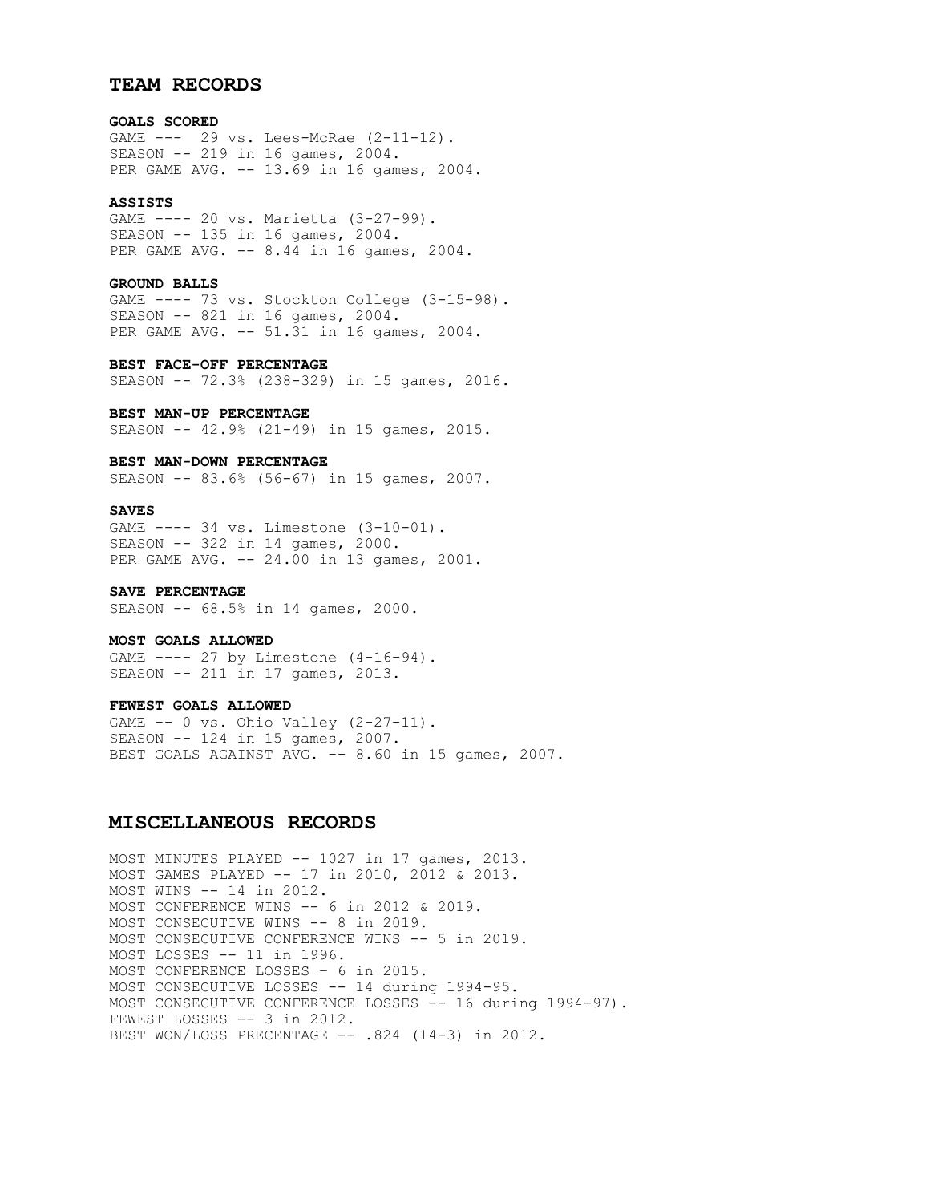## TEAM RECORDS

**GOALS SCORED**
GAME --- 29 vs. Lees-McRae (2-11-12).
SEASON -- 219 in 16 games, 2004.
PER GAME AVG. -- 13.69 in 16 games, 2004.

**ASSISTS**
GAME ---- 20 vs. Marietta (3-27-99).
SEASON -- 135 in 16 games, 2004.
PER GAME AVG. -- 8.44 in 16 games, 2004.

**GROUND BALLS**
GAME ---- 73 vs. Stockton College (3-15-98).
SEASON -- 821 in 16 games, 2004.
PER GAME AVG. -- 51.31 in 16 games, 2004.

**BEST FACE-OFF PERCENTAGE**
SEASON -- 72.3% (238-329) in 15 games, 2016.

**BEST MAN-UP PERCENTAGE**
SEASON -- 42.9% (21-49) in 15 games, 2015.

**BEST MAN-DOWN PERCENTAGE**
SEASON -- 83.6% (56-67) in 15 games, 2007.

**SAVES**
GAME ---- 34 vs. Limestone (3-10-01).
SEASON -- 322 in 14 games, 2000.
PER GAME AVG. -- 24.00 in 13 games, 2001.

**SAVE PERCENTAGE**
SEASON -- 68.5% in 14 games, 2000.

**MOST GOALS ALLOWED**
GAME ---- 27 by Limestone (4-16-94).
SEASON -- 211 in 17 games, 2013.

**FEWEST GOALS ALLOWED**
GAME -- 0 vs. Ohio Valley (2-27-11).
SEASON -- 124 in 15 games, 2007.
BEST GOALS AGAINST AVG. -- 8.60 in 15 games, 2007.

## MISCELLANEOUS RECORDS

MOST MINUTES PLAYED -- 1027 in 17 games, 2013.
MOST GAMES PLAYED -- 17 in 2010, 2012 & 2013.
MOST WINS -- 14 in 2012.
MOST CONFERENCE WINS -- 6 in 2012 & 2019.
MOST CONSECUTIVE WINS -- 8 in 2019.
MOST CONSECUTIVE CONFERENCE WINS -- 5 in 2019.
MOST LOSSES -- 11 in 1996.
MOST CONFERENCE LOSSES – 6 in 2015.
MOST CONSECUTIVE LOSSES -- 14 during 1994-95.
MOST CONSECUTIVE CONFERENCE LOSSES -- 16 during 1994-97).
FEWEST LOSSES -- 3 in 2012.
BEST WON/LOSS PRECENTAGE -- .824 (14-3) in 2012.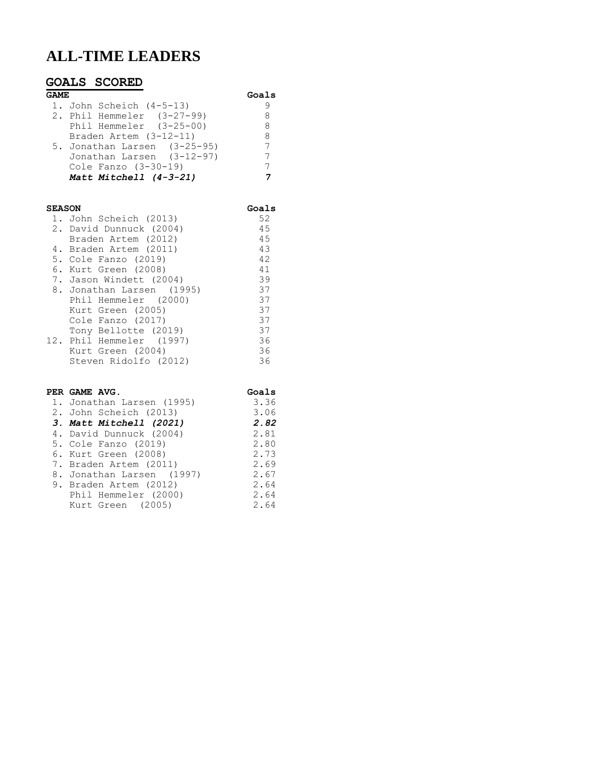# ALL-TIME LEADERS

## GOALS SCORED

| GAME | Goals |
|---|---|
| 1. John Scheich (4-5-13) | 9 |
| 2. Phil Hemmeler (3-27-99) | 8 |
| Phil Hemmeler (3-25-00) | 8 |
| Braden Artem (3-12-11) | 8 |
| 5. Jonathan Larsen (3-25-95) | 7 |
| Jonathan Larsen (3-12-97) | 7 |
| Cole Fanzo (3-30-19) | 7 |
| ***Matt Mitchell (4-3-21)*** | **7** |

| SEASON | Goals |
|---|---|
| 1. John Scheich (2013) | 52 |
| 2. David Dunnuck (2004) | 45 |
| Braden Artem (2012) | 45 |
| 4. Braden Artem (2011) | 43 |
| 5. Cole Fanzo (2019) | 42 |
| 6. Kurt Green (2008) | 41 |
| 7. Jason Windett (2004) | 39 |
| 8. Jonathan Larsen (1995) | 37 |
| Phil Hemmeler (2000) | 37 |
| Kurt Green (2005) | 37 |
| Cole Fanzo (2017) | 37 |
| Tony Bellotte (2019) | 37 |
| 12. Phil Hemmeler (1997) | 36 |
| Kurt Green (2004) | 36 |
| Steven Ridolfo (2012) | 36 |

| PER GAME AVG. | Goals |
|---|---|
| 1. Jonathan Larsen (1995) | 3.36 |
| 2. John Scheich (2013) | 3.06 |
| ***3. Matt Mitchell (2021)*** | ***2.82*** |
| 4. David Dunnuck (2004) | 2.81 |
| 5. Cole Fanzo (2019) | 2.80 |
| 6. Kurt Green (2008) | 2.73 |
| 7. Braden Artem (2011) | 2.69 |
| 8. Jonathan Larsen (1997) | 2.67 |
| 9. Braden Artem (2012) | 2.64 |
| Phil Hemmeler (2000) | 2.64 |
| Kurt Green (2005) | 2.64 |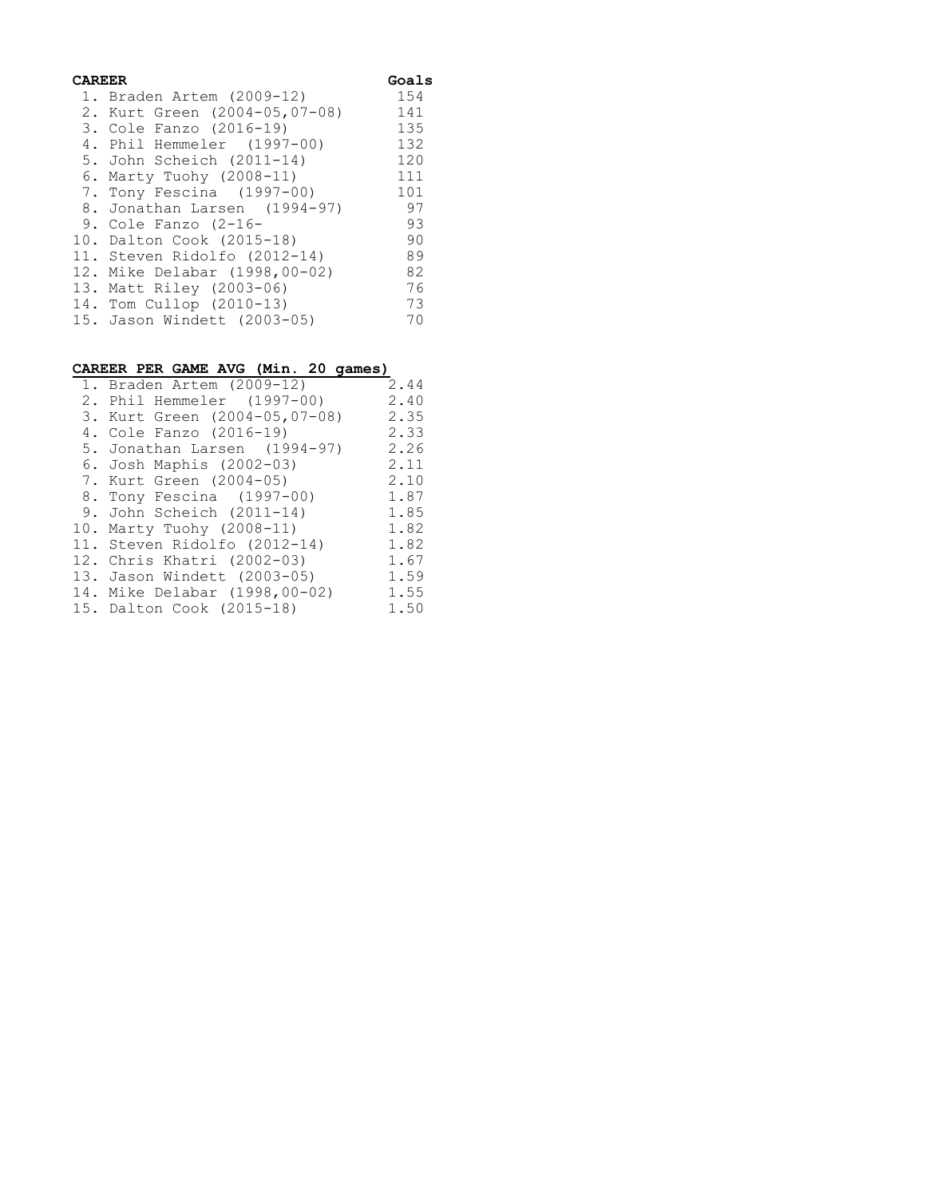| CAREER | Goals |
|---|---|
| 1. Braden Artem (2009-12) | 154 |
| 2. Kurt Green (2004-05,07-08) | 141 |
| 3. Cole Fanzo (2016-19) | 135 |
| 4. Phil Hemmeler (1997-00) | 132 |
| 5. John Scheich (2011-14) | 120 |
| 6. Marty Tuohy (2008-11) | 111 |
| 7. Tony Fescina (1997-00) | 101 |
| 8. Jonathan Larsen (1994-97) | 97 |
| 9. Cole Fanzo (2-16- | 93 |
| 10. Dalton Cook (2015-18) | 90 |
| 11. Steven Ridolfo (2012-14) | 89 |
| 12. Mike Delabar (1998,00-02) | 82 |
| 13. Matt Riley (2003-06) | 76 |
| 14. Tom Cullop (2010-13) | 73 |
| 15. Jason Windett (2003-05) | 70 |

| CAREER PER GAME AVG (Min. 20 games) | |
|---|---|
| 1. Braden Artem (2009-12) | 2.44 |
| 2. Phil Hemmeler (1997-00) | 2.40 |
| 3. Kurt Green (2004-05,07-08) | 2.35 |
| 4. Cole Fanzo (2016-19) | 2.33 |
| 5. Jonathan Larsen (1994-97) | 2.26 |
| 6. Josh Maphis (2002-03) | 2.11 |
| 7. Kurt Green (2004-05) | 2.10 |
| 8. Tony Fescina (1997-00) | 1.87 |
| 9. John Scheich (2011-14) | 1.85 |
| 10. Marty Tuohy (2008-11) | 1.82 |
| 11. Steven Ridolfo (2012-14) | 1.82 |
| 12. Chris Khatri (2002-03) | 1.67 |
| 13. Jason Windett (2003-05) | 1.59 |
| 14. Mike Delabar (1998,00-02) | 1.55 |
| 15. Dalton Cook (2015-18) | 1.50 |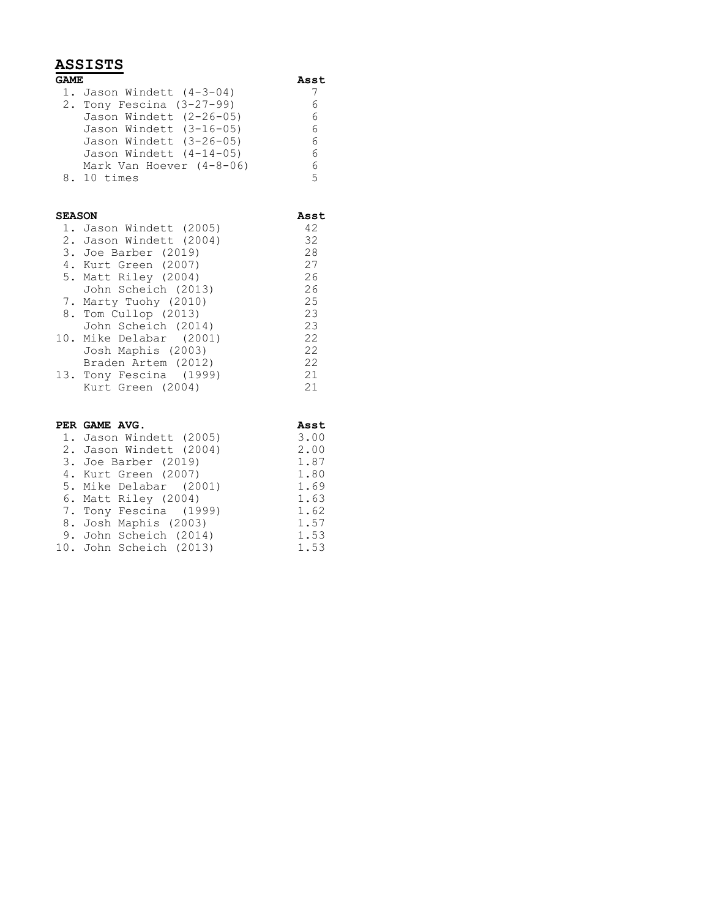## ASSISTS

| GAME | Asst |
|---|---|
| 1. Jason Windett (4-3-04) | 7 |
| 2. Tony Fescina (3-27-99) | 6 |
| Jason Windett (2-26-05) | 6 |
| Jason Windett (3-16-05) | 6 |
| Jason Windett (3-26-05) | 6 |
| Jason Windett (4-14-05) | 6 |
| Mark Van Hoever (4-8-06) | 6 |
| 8. 10 times | 5 |

| SEASON | Asst |
|---|---|
| 1. Jason Windett (2005) | 42 |
| 2. Jason Windett (2004) | 32 |
| 3. Joe Barber (2019) | 28 |
| 4. Kurt Green (2007) | 27 |
| 5. Matt Riley (2004) | 26 |
| John Scheich (2013) | 26 |
| 7. Marty Tuohy (2010) | 25 |
| 8. Tom Cullop (2013) | 23 |
| John Scheich (2014) | 23 |
| 10. Mike Delabar (2001) | 22 |
| Josh Maphis (2003) | 22 |
| Braden Artem (2012) | 22 |
| 13. Tony Fescina (1999) | 21 |
| Kurt Green (2004) | 21 |

| PER GAME AVG. | Asst |
|---|---|
| 1. Jason Windett (2005) | 3.00 |
| 2. Jason Windett (2004) | 2.00 |
| 3. Joe Barber (2019) | 1.87 |
| 4. Kurt Green (2007) | 1.80 |
| 5. Mike Delabar (2001) | 1.69 |
| 6. Matt Riley (2004) | 1.63 |
| 7. Tony Fescina (1999) | 1.62 |
| 8. Josh Maphis (2003) | 1.57 |
| 9. John Scheich (2014) | 1.53 |
| 10. John Scheich (2013) | 1.53 |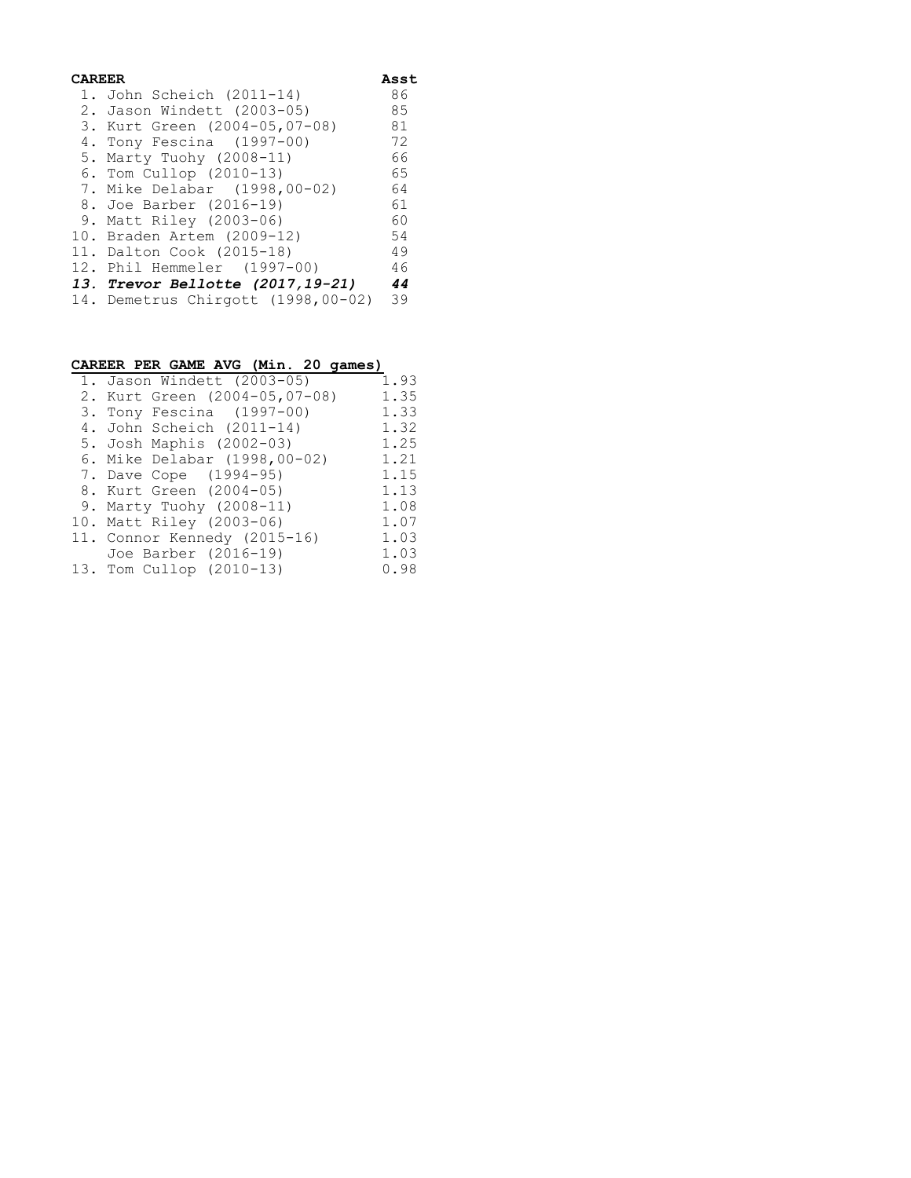| CAREER | Asst |
|---|---|
| 1. John Scheich (2011-14) | 86 |
| 2. Jason Windett (2003-05) | 85 |
| 3. Kurt Green (2004-05,07-08) | 81 |
| 4. Tony Fescina (1997-00) | 72 |
| 5. Marty Tuohy (2008-11) | 66 |
| 6. Tom Cullop (2010-13) | 65 |
| 7. Mike Delabar (1998,00-02) | 64 |
| 8. Joe Barber (2016-19) | 61 |
| 9. Matt Riley (2003-06) | 60 |
| 10. Braden Artem (2009-12) | 54 |
| 11. Dalton Cook (2015-18) | 49 |
| 12. Phil Hemmeler (1997-00) | 46 |
| ***13. Trevor Bellotte (2017,19-21)*** | ***44*** |
| 14. Demetrus Chirgott (1998,00-02) | 39 |

| CAREER PER GAME AVG (Min. 20 games) | |
|---|---|
| 1. Jason Windett (2003-05) | 1.93 |
| 2. Kurt Green (2004-05,07-08) | 1.35 |
| 3. Tony Fescina (1997-00) | 1.33 |
| 4. John Scheich (2011-14) | 1.32 |
| 5. Josh Maphis (2002-03) | 1.25 |
| 6. Mike Delabar (1998,00-02) | 1.21 |
| 7. Dave Cope (1994-95) | 1.15 |
| 8. Kurt Green (2004-05) | 1.13 |
| 9. Marty Tuohy (2008-11) | 1.08 |
| 10. Matt Riley (2003-06) | 1.07 |
| 11. Connor Kennedy (2015-16) | 1.03 |
| Joe Barber (2016-19) | 1.03 |
| 13. Tom Cullop (2010-13) | 0.98 |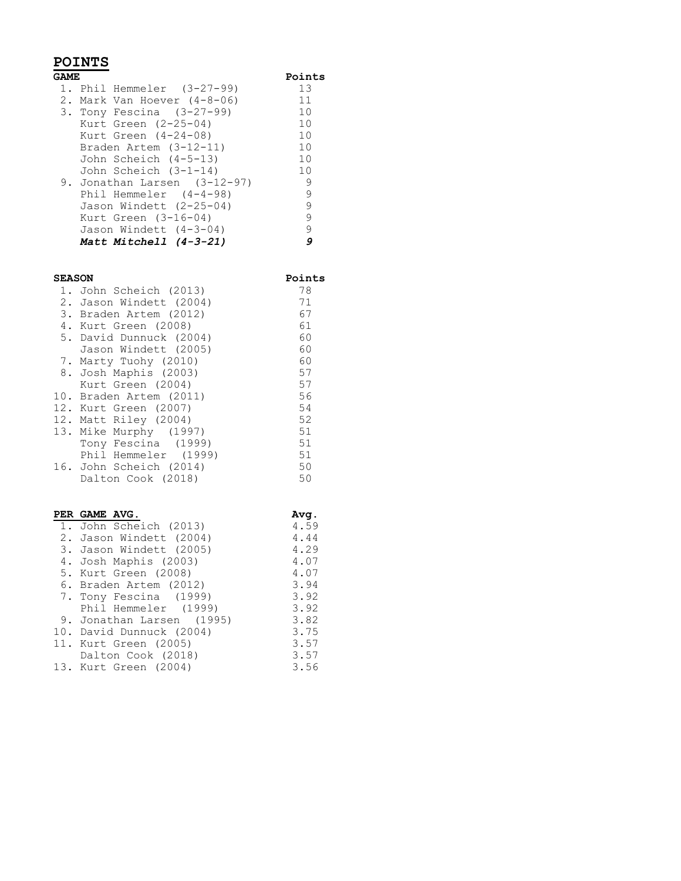# POINTS

| GAME | Points |
|---|---|
| 1. Phil Hemmeler (3-27-99) | 13 |
| 2. Mark Van Hoever (4-8-06) | 11 |
| 3. Tony Fescina (3-27-99) | 10 |
| Kurt Green (2-25-04) | 10 |
| Kurt Green (4-24-08) | 10 |
| Braden Artem (3-12-11) | 10 |
| John Scheich (4-5-13) | 10 |
| John Scheich (3-1-14) | 10 |
| 9. Jonathan Larsen (3-12-97) | 9 |
| Phil Hemmeler (4-4-98) | 9 |
| Jason Windett (2-25-04) | 9 |
| Kurt Green (3-16-04) | 9 |
| Jason Windett (4-3-04) | 9 |
| ***Matt Mitchell (4-3-21)*** | ***9*** |

| SEASON | Points |
|---|---|
| 1. John Scheich (2013) | 78 |
| 2. Jason Windett (2004) | 71 |
| 3. Braden Artem (2012) | 67 |
| 4. Kurt Green (2008) | 61 |
| 5. David Dunnuck (2004) | 60 |
| Jason Windett (2005) | 60 |
| 7. Marty Tuohy (2010) | 60 |
| 8. Josh Maphis (2003) | 57 |
| Kurt Green (2004) | 57 |
| 10. Braden Artem (2011) | 56 |
| 12. Kurt Green (2007) | 54 |
| 12. Matt Riley (2004) | 52 |
| 13. Mike Murphy (1997) | 51 |
| Tony Fescina (1999) | 51 |
| Phil Hemmeler (1999) | 51 |
| 16. John Scheich (2014) | 50 |
| Dalton Cook (2018) | 50 |

| PER GAME AVG. | Avg. |
|---|---|
| 1. John Scheich (2013) | 4.59 |
| 2. Jason Windett (2004) | 4.44 |
| 3. Jason Windett (2005) | 4.29 |
| 4. Josh Maphis (2003) | 4.07 |
| 5. Kurt Green (2008) | 4.07 |
| 6. Braden Artem (2012) | 3.94 |
| 7. Tony Fescina (1999) | 3.92 |
| Phil Hemmeler (1999) | 3.92 |
| 9. Jonathan Larsen (1995) | 3.82 |
| 10. David Dunnuck (2004) | 3.75 |
| 11. Kurt Green (2005) | 3.57 |
| Dalton Cook (2018) | 3.57 |
| 13. Kurt Green (2004) | 3.56 |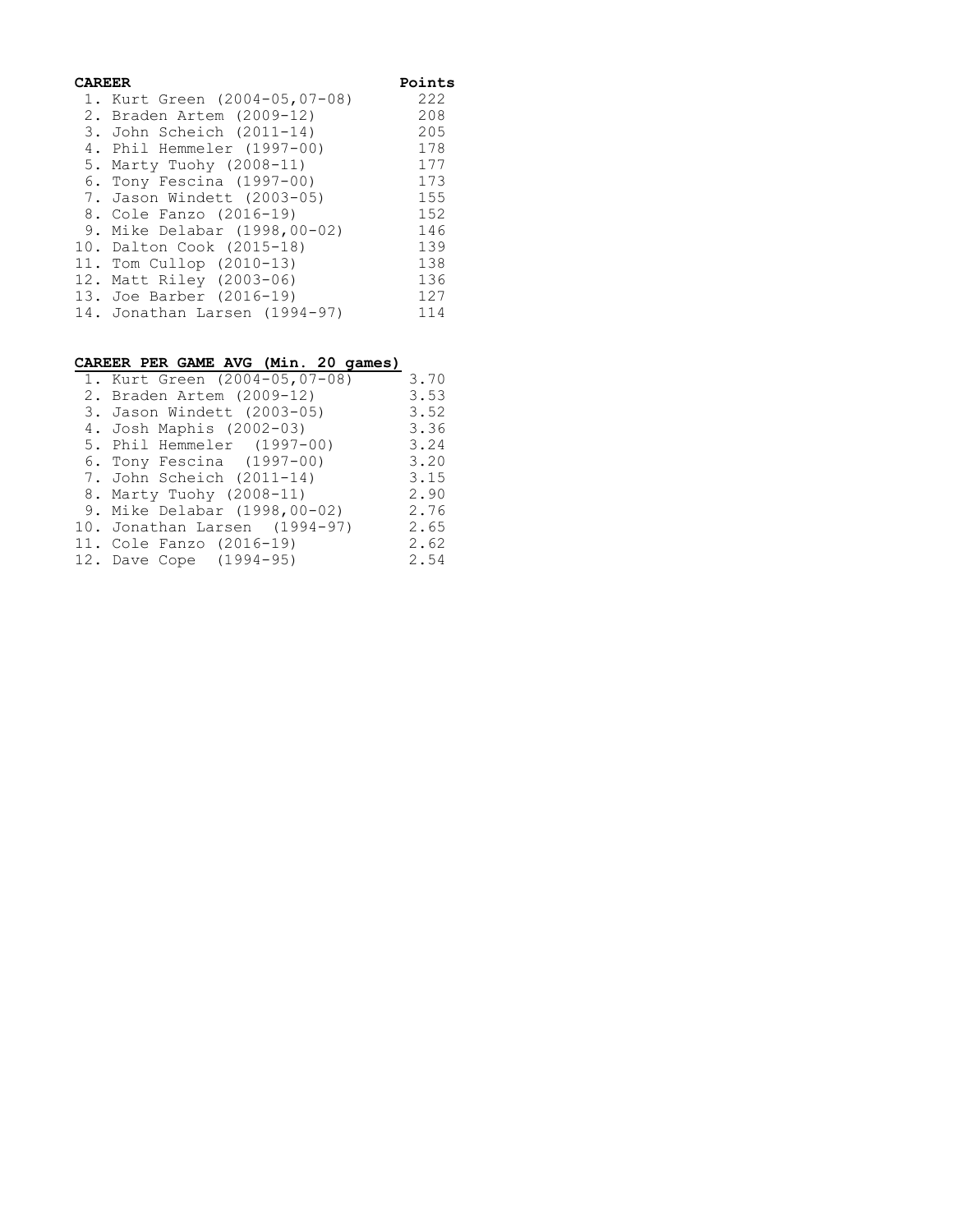| CAREER | Points |
|---|---|
| 1. Kurt Green (2004-05,07-08) | 222 |
| 2. Braden Artem (2009-12) | 208 |
| 3. John Scheich (2011-14) | 205 |
| 4. Phil Hemmeler (1997-00) | 178 |
| 5. Marty Tuohy (2008-11) | 177 |
| 6. Tony Fescina (1997-00) | 173 |
| 7. Jason Windett (2003-05) | 155 |
| 8. Cole Fanzo (2016-19) | 152 |
| 9. Mike Delabar (1998,00-02) | 146 |
| 10. Dalton Cook (2015-18) | 139 |
| 11. Tom Cullop (2010-13) | 138 |
| 12. Matt Riley (2003-06) | 136 |
| 13. Joe Barber (2016-19) | 127 |
| 14. Jonathan Larsen (1994-97) | 114 |

| CAREER PER GAME AVG (Min. 20 games) | |
|---|---|
| 1. Kurt Green (2004-05,07-08) | 3.70 |
| 2. Braden Artem (2009-12) | 3.53 |
| 3. Jason Windett (2003-05) | 3.52 |
| 4. Josh Maphis (2002-03) | 3.36 |
| 5. Phil Hemmeler (1997-00) | 3.24 |
| 6. Tony Fescina (1997-00) | 3.20 |
| 7. John Scheich (2011-14) | 3.15 |
| 8. Marty Tuohy (2008-11) | 2.90 |
| 9. Mike Delabar (1998,00-02) | 2.76 |
| 10. Jonathan Larsen (1994-97) | 2.65 |
| 11. Cole Fanzo (2016-19) | 2.62 |
| 12. Dave Cope (1994-95) | 2.54 |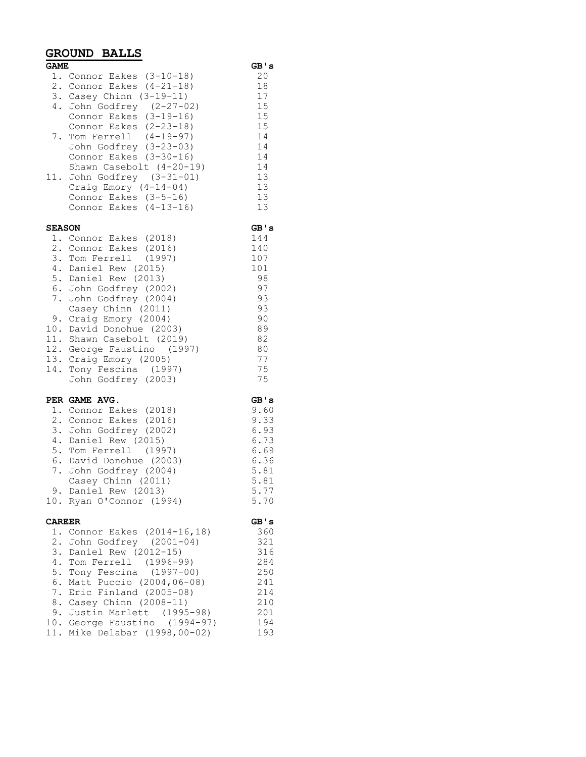## GROUND BALLS

| GAME | GB's |
|---|---|
| 1. Connor Eakes (3-10-18) | 20 |
| 2. Connor Eakes (4-21-18) | 18 |
| 3. Casey Chinn (3-19-11) | 17 |
| 4. John Godfrey (2-27-02) | 15 |
| Connor Eakes (3-19-16) | 15 |
| Connor Eakes (2-23-18) | 15 |
| 7. Tom Ferrell (4-19-97) | 14 |
| John Godfrey (3-23-03) | 14 |
| Connor Eakes (3-30-16) | 14 |
| Shawn Casebolt (4-20-19) | 14 |
| 11. John Godfrey (3-31-01) | 13 |
| Craig Emory (4-14-04) | 13 |
| Connor Eakes (3-5-16) | 13 |
| Connor Eakes (4-13-16) | 13 |

| SEASON | GB's |
|---|---|
| 1. Connor Eakes (2018) | 144 |
| 2. Connor Eakes (2016) | 140 |
| 3. Tom Ferrell (1997) | 107 |
| 4. Daniel Rew (2015) | 101 |
| 5. Daniel Rew (2013) | 98 |
| 6. John Godfrey (2002) | 97 |
| 7. John Godfrey (2004) | 93 |
| Casey Chinn (2011) | 93 |
| 9. Craig Emory (2004) | 90 |
| 10. David Donohue (2003) | 89 |
| 11. Shawn Casebolt (2019) | 82 |
| 12. George Faustino (1997) | 80 |
| 13. Craig Emory (2005) | 77 |
| 14. Tony Fescina (1997) | 75 |
| John Godfrey (2003) | 75 |

| PER GAME AVG. | GB's |
|---|---|
| 1. Connor Eakes (2018) | 9.60 |
| 2. Connor Eakes (2016) | 9.33 |
| 3. John Godfrey (2002) | 6.93 |
| 4. Daniel Rew (2015) | 6.73 |
| 5. Tom Ferrell (1997) | 6.69 |
| 6. David Donohue (2003) | 6.36 |
| 7. John Godfrey (2004) | 5.81 |
| Casey Chinn (2011) | 5.81 |
| 9. Daniel Rew (2013) | 5.77 |
| 10. Ryan O'Connor (1994) | 5.70 |

| CAREER | GB's |
|---|---|
| 1. Connor Eakes (2014-16,18) | 360 |
| 2. John Godfrey (2001-04) | 321 |
| 3. Daniel Rew (2012-15) | 316 |
| 4. Tom Ferrell (1996-99) | 284 |
| 5. Tony Fescina (1997-00) | 250 |
| 6. Matt Puccio (2004,06-08) | 241 |
| 7. Eric Finland (2005-08) | 214 |
| 8. Casey Chinn (2008-11) | 210 |
| 9. Justin Marlett (1995-98) | 201 |
| 10. George Faustino (1994-97) | 194 |
| 11. Mike Delabar (1998,00-02) | 193 |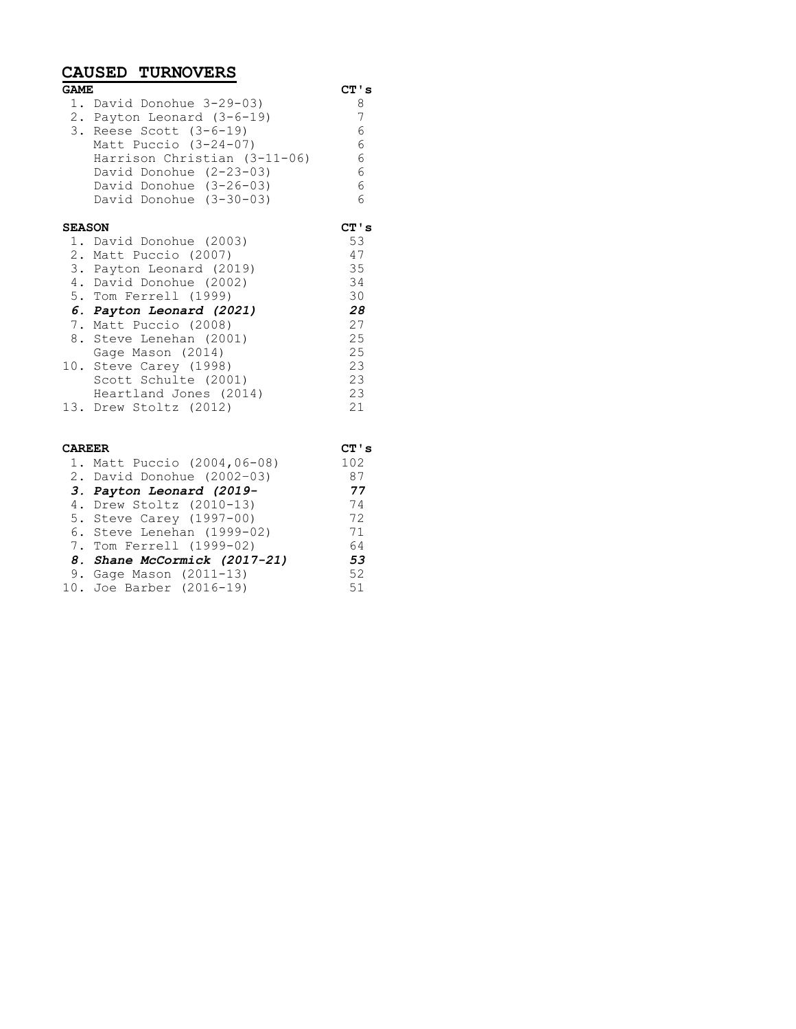## CAUSED TURNOVERS

### GAME

| GAME | CT's |
|---|---|
| 1. David Donohue 3-29-03) | 8 |
| 2. Payton Leonard (3-6-19) | 7 |
| 3. Reese Scott (3-6-19) | 6 |
| Matt Puccio (3-24-07) | 6 |
| Harrison Christian (3-11-06) | 6 |
| David Donohue (2-23-03) | 6 |
| David Donohue (3-26-03) | 6 |
| David Donohue (3-30-03) | 6 |

### SEASON

| SEASON | CT's |
|---|---|
| 1. David Donohue (2003) | 53 |
| 2. Matt Puccio (2007) | 47 |
| 3. Payton Leonard (2019) | 35 |
| 4. David Donohue (2002) | 34 |
| 5. Tom Ferrell (1999) | 30 |
| ***6. Payton Leonard (2021)*** | ***28*** |
| 7. Matt Puccio (2008) | 27 |
| 8. Steve Lenehan (2001) | 25 |
| Gage Mason (2014) | 25 |
| 10. Steve Carey (1998) | 23 |
| Scott Schulte (2001) | 23 |
| Heartland Jones (2014) | 23 |
| 13. Drew Stoltz (2012) | 21 |

### CAREER

| CAREER | CT's |
|---|---|
| 1. Matt Puccio (2004,06-08) | 102 |
| 2. David Donohue (2002-03) | 87 |
| ***3. Payton Leonard (2019-*** | ***77*** |
| 4. Drew Stoltz (2010-13) | 74 |
| 5. Steve Carey (1997-00) | 72 |
| 6. Steve Lenehan (1999-02) | 71 |
| 7. Tom Ferrell (1999-02) | 64 |
| ***8. Shane McCormick (2017-21)*** | ***53*** |
| 9. Gage Mason (2011-13) | 52 |
| 10. Joe Barber (2016-19) | 51 |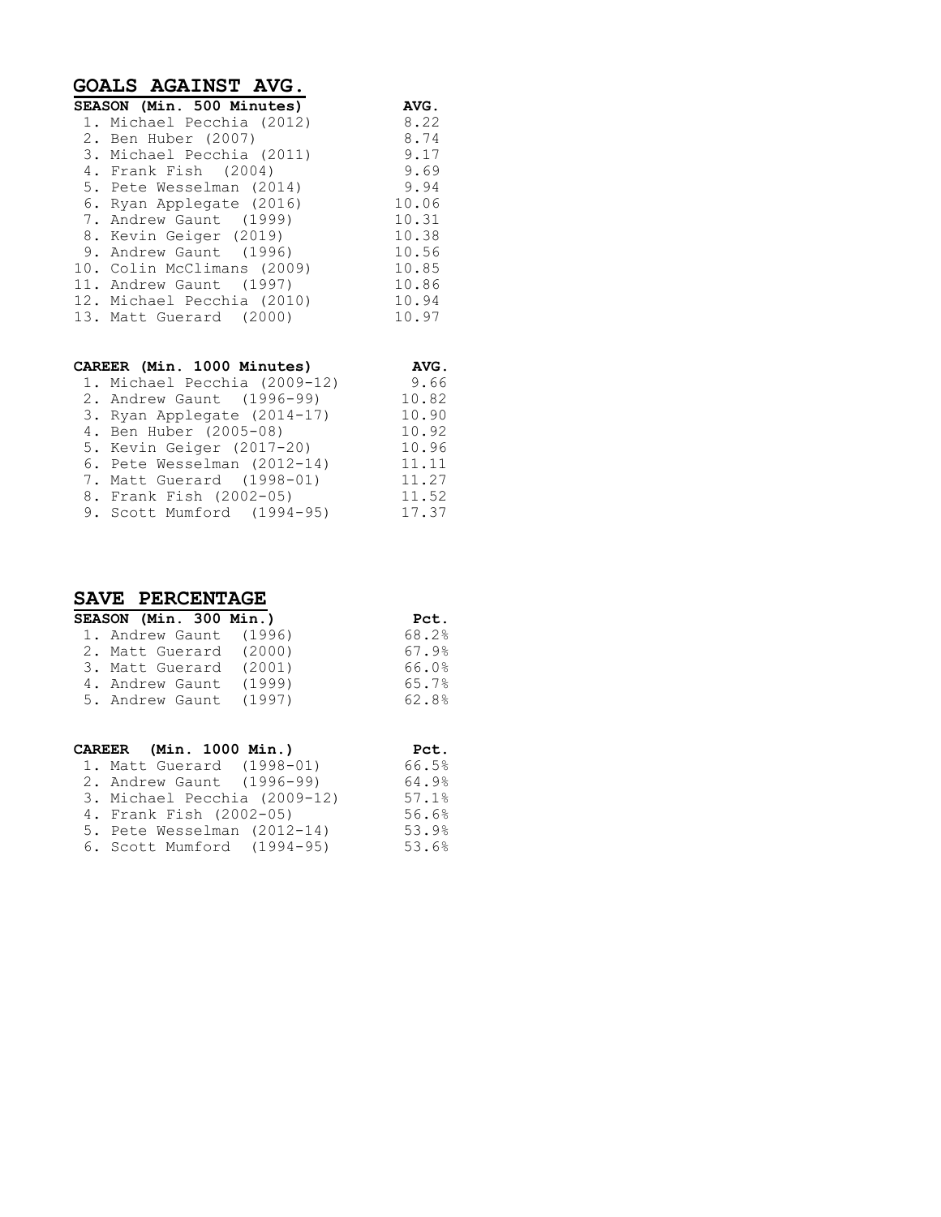## GOALS AGAINST AVG.

| SEASON (Min. 500 Minutes) | AVG. |
|---|---|
| 1. Michael Pecchia (2012) | 8.22 |
| 2. Ben Huber (2007) | 8.74 |
| 3. Michael Pecchia (2011) | 9.17 |
| 4. Frank Fish (2004) | 9.69 |
| 5. Pete Wesselman (2014) | 9.94 |
| 6. Ryan Applegate (2016) | 10.06 |
| 7. Andrew Gaunt (1999) | 10.31 |
| 8. Kevin Geiger (2019) | 10.38 |
| 9. Andrew Gaunt (1996) | 10.56 |
| 10. Colin McClimans (2009) | 10.85 |
| 11. Andrew Gaunt (1997) | 10.86 |
| 12. Michael Pecchia (2010) | 10.94 |
| 13. Matt Guerard (2000) | 10.97 |

| CAREER (Min. 1000 Minutes) | AVG. |
|---|---|
| 1. Michael Pecchia (2009-12) | 9.66 |
| 2. Andrew Gaunt (1996-99) | 10.82 |
| 3. Ryan Applegate (2014-17) | 10.90 |
| 4. Ben Huber (2005-08) | 10.92 |
| 5. Kevin Geiger (2017-20) | 10.96 |
| 6. Pete Wesselman (2012-14) | 11.11 |
| 7. Matt Guerard (1998-01) | 11.27 |
| 8. Frank Fish (2002-05) | 11.52 |
| 9. Scott Mumford (1994-95) | 17.37 |

## SAVE PERCENTAGE

| SEASON (Min. 300 Min.) | Pct. |
|---|---|
| 1. Andrew Gaunt (1996) | 68.2% |
| 2. Matt Guerard (2000) | 67.9% |
| 3. Matt Guerard (2001) | 66.0% |
| 4. Andrew Gaunt (1999) | 65.7% |
| 5. Andrew Gaunt (1997) | 62.8% |

| CAREER (Min. 1000 Min.) | Pct. |
|---|---|
| 1. Matt Guerard (1998-01) | 66.5% |
| 2. Andrew Gaunt (1996-99) | 64.9% |
| 3. Michael Pecchia (2009-12) | 57.1% |
| 4. Frank Fish (2002-05) | 56.6% |
| 5. Pete Wesselman (2012-14) | 53.9% |
| 6. Scott Mumford (1994-95) | 53.6% |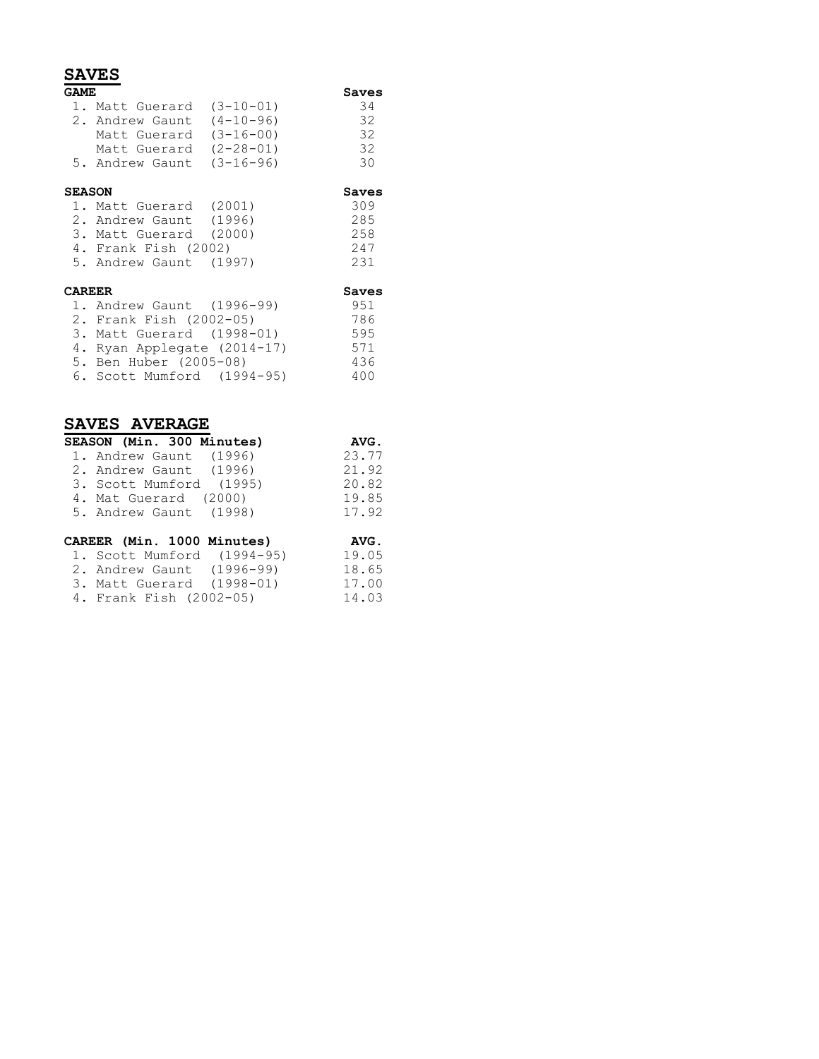## SAVES

| GAME | Saves |
|---|---|
| 1. Matt Guerard (3-10-01) | 34 |
| 2. Andrew Gaunt (4-10-96) | 32 |
| Matt Guerard (3-16-00) | 32 |
| Matt Guerard (2-28-01) | 32 |
| 5. Andrew Gaunt (3-16-96) | 30 |

| SEASON | Saves |
|---|---|
| 1. Matt Guerard (2001) | 309 |
| 2. Andrew Gaunt (1996) | 285 |
| 3. Matt Guerard (2000) | 258 |
| 4. Frank Fish (2002) | 247 |
| 5. Andrew Gaunt (1997) | 231 |

| CAREER | Saves |
|---|---|
| 1. Andrew Gaunt (1996-99) | 951 |
| 2. Frank Fish (2002-05) | 786 |
| 3. Matt Guerard (1998-01) | 595 |
| 4. Ryan Applegate (2014-17) | 571 |
| 5. Ben Huber (2005-08) | 436 |
| 6. Scott Mumford (1994-95) | 400 |

## SAVES AVERAGE

| SEASON (Min. 300 Minutes) | AVG. |
|---|---|
| 1. Andrew Gaunt (1996) | 23.77 |
| 2. Andrew Gaunt (1996) | 21.92 |
| 3. Scott Mumford (1995) | 20.82 |
| 4. Mat Guerard (2000) | 19.85 |
| 5. Andrew Gaunt (1998) | 17.92 |

| CAREER (Min. 1000 Minutes) | AVG. |
|---|---|
| 1. Scott Mumford (1994-95) | 19.05 |
| 2. Andrew Gaunt (1996-99) | 18.65 |
| 3. Matt Guerard (1998-01) | 17.00 |
| 4. Frank Fish (2002-05) | 14.03 |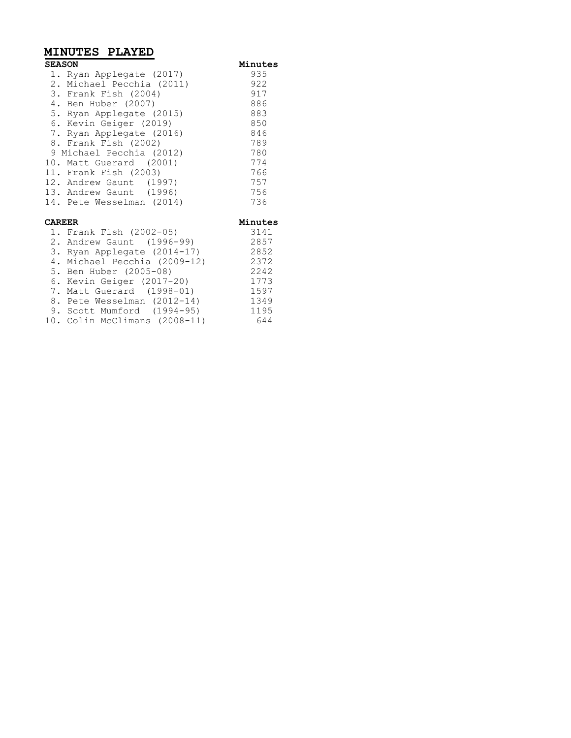## MINUTES PLAYED

| SEASON | Minutes |
|---|---|
| 1. Ryan Applegate (2017) | 935 |
| 2. Michael Pecchia (2011) | 922 |
| 3. Frank Fish (2004) | 917 |
| 4. Ben Huber (2007) | 886 |
| 5. Ryan Applegate (2015) | 883 |
| 6. Kevin Geiger (2019) | 850 |
| 7. Ryan Applegate (2016) | 846 |
| 8. Frank Fish (2002) | 789 |
| 9 Michael Pecchia (2012) | 780 |
| 10. Matt Guerard (2001) | 774 |
| 11. Frank Fish (2003) | 766 |
| 12. Andrew Gaunt (1997) | 757 |
| 13. Andrew Gaunt (1996) | 756 |
| 14. Pete Wesselman (2014) | 736 |

| CAREER | Minutes |
|---|---|
| 1. Frank Fish (2002-05) | 3141 |
| 2. Andrew Gaunt (1996-99) | 2857 |
| 3. Ryan Applegate (2014-17) | 2852 |
| 4. Michael Pecchia (2009-12) | 2372 |
| 5. Ben Huber (2005-08) | 2242 |
| 6. Kevin Geiger (2017-20) | 1773 |
| 7. Matt Guerard (1998-01) | 1597 |
| 8. Pete Wesselman (2012-14) | 1349 |
| 9. Scott Mumford (1994-95) | 1195 |
| 10. Colin McClimans (2008-11) | 644 |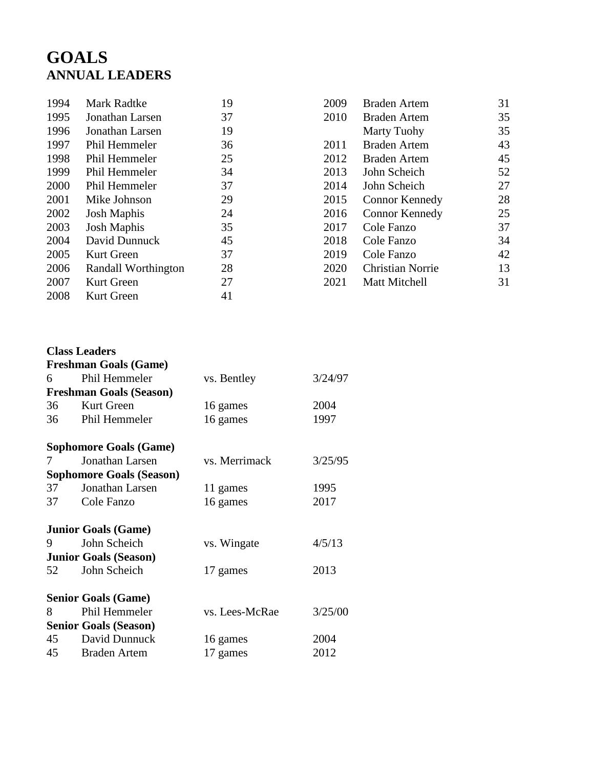# GOALS
## ANNUAL LEADERS

| Year | Player | Goals |
|---|---|---|
| 1994 | Mark Radtke | 19 |
| 1995 | Jonathan Larsen | 37 |
| 1996 | Jonathan Larsen | 19 |
| 1997 | Phil Hemmeler | 36 |
| 1998 | Phil Hemmeler | 25 |
| 1999 | Phil Hemmeler | 34 |
| 2000 | Phil Hemmeler | 37 |
| 2001 | Mike Johnson | 29 |
| 2002 | Josh Maphis | 24 |
| 2003 | Josh Maphis | 35 |
| 2004 | David Dunnuck | 45 |
| 2005 | Kurt Green | 37 |
| 2006 | Randall Worthington | 28 |
| 2007 | Kurt Green | 27 |
| 2008 | Kurt Green | 41 |
| 2009 | Braden Artem | 31 |
| 2010 | Braden Artem | 35 |
| | Marty Tuohy | 35 |
| 2011 | Braden Artem | 43 |
| 2012 | Braden Artem | 45 |
| 2013 | John Scheich | 52 |
| 2014 | John Scheich | 27 |
| 2015 | Connor Kennedy | 28 |
| 2016 | Connor Kennedy | 25 |
| 2017 | Cole Fanzo | 37 |
| 2018 | Cole Fanzo | 34 |
| 2019 | Cole Fanzo | 42 |
| 2020 | Christian Norrie | 13 |
| 2021 | Matt Mitchell | 31 |

**Class Leaders**

**Freshman Goals (Game)**

| | | | |
|---|---|---|---|
| 6 | Phil Hemmeler | vs. Bentley | 3/24/97 |

**Freshman Goals (Season)**

| | | | |
|---|---|---|---|
| 36 | Kurt Green | 16 games | 2004 |
| 36 | Phil Hemmeler | 16 games | 1997 |

**Sophomore Goals (Game)**

| | | | |
|---|---|---|---|
| 7 | Jonathan Larsen | vs. Merrimack | 3/25/95 |

**Sophomore Goals (Season)**

| | | | |
|---|---|---|---|
| 37 | Jonathan Larsen | 11 games | 1995 |
| 37 | Cole Fanzo | 16 games | 2017 |

**Junior Goals (Game)**

| | | | |
|---|---|---|---|
| 9 | John Scheich | vs. Wingate | 4/5/13 |

**Junior Goals (Season)**

| | | | |
|---|---|---|---|
| 52 | John Scheich | 17 games | 2013 |

**Senior Goals (Game)**

| | | | |
|---|---|---|---|
| 8 | Phil Hemmeler | vs. Lees-McRae | 3/25/00 |

**Senior Goals (Season)**

| | | | |
|---|---|---|---|
| 45 | David Dunnuck | 16 games | 2004 |
| 45 | Braden Artem | 17 games | 2012 |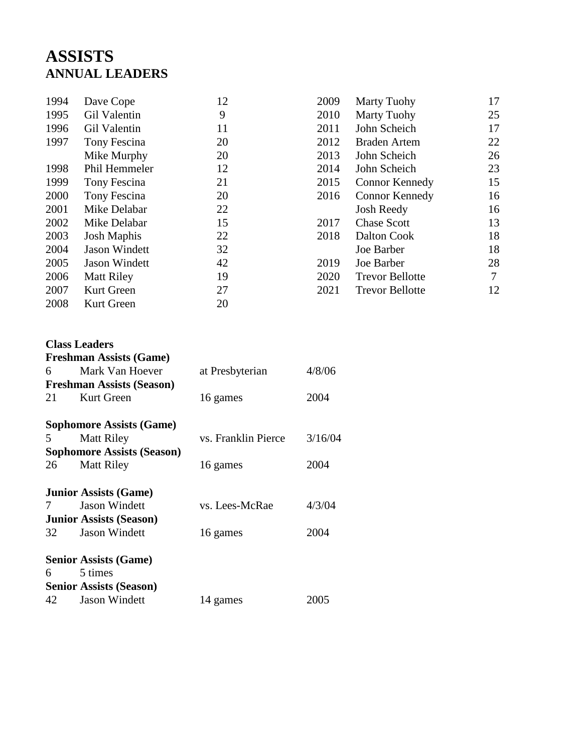# ASSISTS
## ANNUAL LEADERS

| Year | Player | Assists |
|---|---|---|
| 1994 | Dave Cope | 12 |
| 1995 | Gil Valentin | 9 |
| 1996 | Gil Valentin | 11 |
| 1997 | Tony Fescina | 20 |
| | Mike Murphy | 20 |
| 1998 | Phil Hemmeler | 12 |
| 1999 | Tony Fescina | 21 |
| 2000 | Tony Fescina | 20 |
| 2001 | Mike Delabar | 22 |
| 2002 | Mike Delabar | 15 |
| 2003 | Josh Maphis | 22 |
| 2004 | Jason Windett | 32 |
| 2005 | Jason Windett | 42 |
| 2006 | Matt Riley | 19 |
| 2007 | Kurt Green | 27 |
| 2008 | Kurt Green | 20 |
| 2009 | Marty Tuohy | 17 |
| 2010 | Marty Tuohy | 25 |
| 2011 | John Scheich | 17 |
| 2012 | Braden Artem | 22 |
| 2013 | John Scheich | 26 |
| 2014 | John Scheich | 23 |
| 2015 | Connor Kennedy | 15 |
| 2016 | Connor Kennedy | 16 |
| | Josh Reedy | 16 |
| 2017 | Chase Scott | 13 |
| 2018 | Dalton Cook | 18 |
| | Joe Barber | 18 |
| 2019 | Joe Barber | 28 |
| 2020 | Trevor Bellotte | 7 |
| 2021 | Trevor Bellotte | 12 |

**Class Leaders**

**Freshman Assists (Game)**

| | | | |
|---|---|---|---|
| 6 | Mark Van Hoever | at Presbyterian | 4/8/06 |

**Freshman Assists (Season)**

| | | | |
|---|---|---|---|
| 21 | Kurt Green | 16 games | 2004 |

**Sophomore Assists (Game)**

| | | | |
|---|---|---|---|
| 5 | Matt Riley | vs. Franklin Pierce | 3/16/04 |

**Sophomore Assists (Season)**

| | | | |
|---|---|---|---|
| 26 | Matt Riley | 16 games | 2004 |

**Junior Assists (Game)**

| | | | |
|---|---|---|---|
| 7 | Jason Windett | vs. Lees-McRae | 4/3/04 |

**Junior Assists (Season)**

| | | | |
|---|---|---|---|
| 32 | Jason Windett | 16 games | 2004 |

**Senior Assists (Game)**

| | |
|---|---|
| 6 | 5 times |

**Senior Assists (Season)**

| | | | |
|---|---|---|---|
| 42 | Jason Windett | 14 games | 2005 |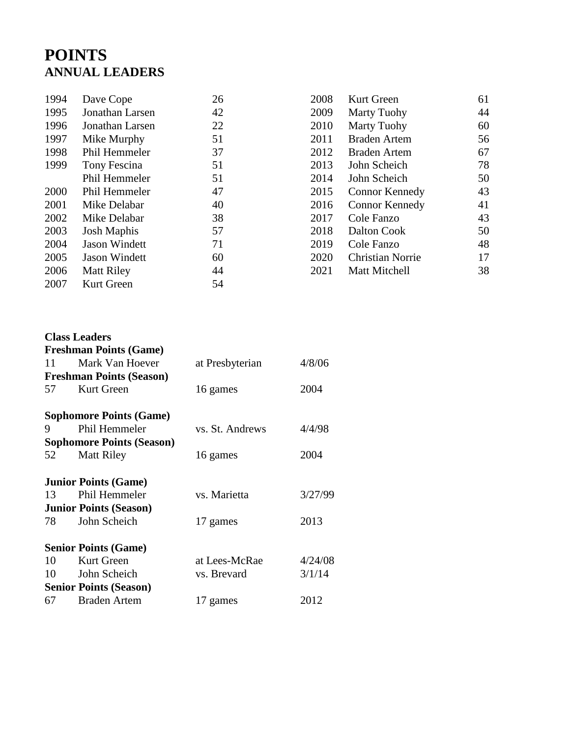# POINTS
## ANNUAL LEADERS

| Year | Player | Points |
|---|---|---|
| 1994 | Dave Cope | 26 |
| 1995 | Jonathan Larsen | 42 |
| 1996 | Jonathan Larsen | 22 |
| 1997 | Mike Murphy | 51 |
| 1998 | Phil Hemmeler | 37 |
| 1999 | Tony Fescina | 51 |
| | Phil Hemmeler | 51 |
| 2000 | Phil Hemmeler | 47 |
| 2001 | Mike Delabar | 40 |
| 2002 | Mike Delabar | 38 |
| 2003 | Josh Maphis | 57 |
| 2004 | Jason Windett | 71 |
| 2005 | Jason Windett | 60 |
| 2006 | Matt Riley | 44 |
| 2007 | Kurt Green | 54 |
| 2008 | Kurt Green | 61 |
| 2009 | Marty Tuohy | 44 |
| 2010 | Marty Tuohy | 60 |
| 2011 | Braden Artem | 56 |
| 2012 | Braden Artem | 67 |
| 2013 | John Scheich | 78 |
| 2014 | John Scheich | 50 |
| 2015 | Connor Kennedy | 43 |
| 2016 | Connor Kennedy | 41 |
| 2017 | Cole Fanzo | 43 |
| 2018 | Dalton Cook | 50 |
| 2019 | Cole Fanzo | 48 |
| 2020 | Christian Norrie | 17 |
| 2021 | Matt Mitchell | 38 |

**Class Leaders**

**Freshman Points (Game)**

| | | | |
|---|---|---|---|
| 11 | Mark Van Hoever | at Presbyterian | 4/8/06 |

**Freshman Points (Season)**

| | | | |
|---|---|---|---|
| 57 | Kurt Green | 16 games | 2004 |

**Sophomore Points (Game)**

| | | | |
|---|---|---|---|
| 9 | Phil Hemmeler | vs. St. Andrews | 4/4/98 |

**Sophomore Points (Season)**

| | | | |
|---|---|---|---|
| 52 | Matt Riley | 16 games | 2004 |

**Junior Points (Game)**

| | | | |
|---|---|---|---|
| 13 | Phil Hemmeler | vs. Marietta | 3/27/99 |

**Junior Points (Season)**

| | | | |
|---|---|---|---|
| 78 | John Scheich | 17 games | 2013 |

**Senior Points (Game)**

| | | | |
|---|---|---|---|
| 10 | Kurt Green | at Lees-McRae | 4/24/08 |
| 10 | John Scheich | vs. Brevard | 3/1/14 |

**Senior Points (Season)**

| | | | |
|---|---|---|---|
| 67 | Braden Artem | 17 games | 2012 |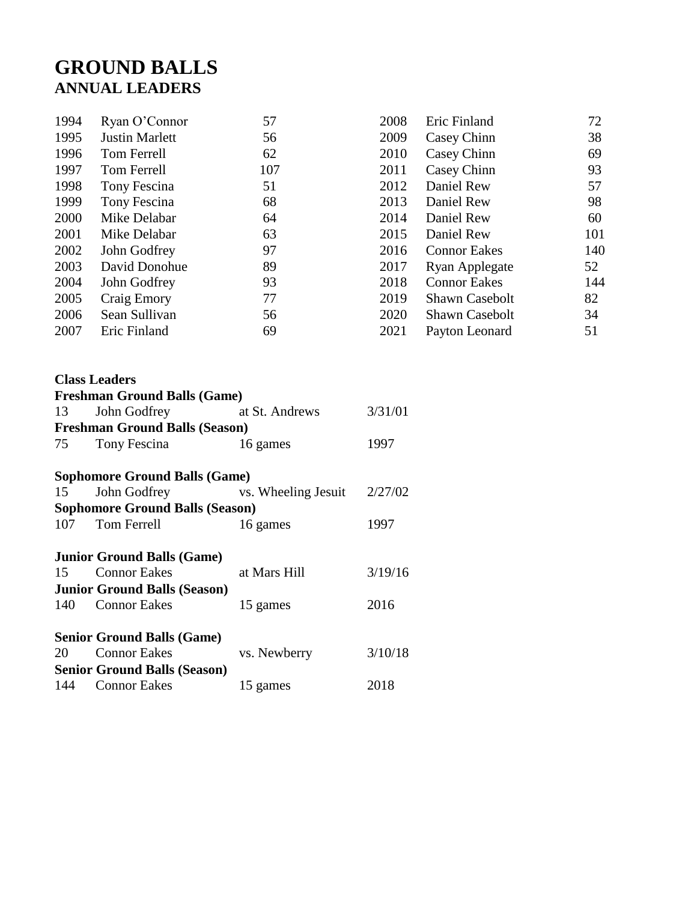# GROUND BALLS
## ANNUAL LEADERS

| Year | Player | GB |
|---|---|---|
| 1994 | Ryan O'Connor | 57 |
| 1995 | Justin Marlett | 56 |
| 1996 | Tom Ferrell | 62 |
| 1997 | Tom Ferrell | 107 |
| 1998 | Tony Fescina | 51 |
| 1999 | Tony Fescina | 68 |
| 2000 | Mike Delabar | 64 |
| 2001 | Mike Delabar | 63 |
| 2002 | John Godfrey | 97 |
| 2003 | David Donohue | 89 |
| 2004 | John Godfrey | 93 |
| 2005 | Craig Emory | 77 |
| 2006 | Sean Sullivan | 56 |
| 2007 | Eric Finland | 69 |
| 2008 | Eric Finland | 72 |
| 2009 | Casey Chinn | 38 |
| 2010 | Casey Chinn | 69 |
| 2011 | Casey Chinn | 93 |
| 2012 | Daniel Rew | 57 |
| 2013 | Daniel Rew | 98 |
| 2014 | Daniel Rew | 60 |
| 2015 | Daniel Rew | 101 |
| 2016 | Connor Eakes | 140 |
| 2017 | Ryan Applegate | 52 |
| 2018 | Connor Eakes | 144 |
| 2019 | Shawn Casebolt | 82 |
| 2020 | Shawn Casebolt | 34 |
| 2021 | Payton Leonard | 51 |

**Class Leaders**

**Freshman Ground Balls (Game)**

| | | | |
|---|---|---|---|
| 13 | John Godfrey | at St. Andrews | 3/31/01 |

**Freshman Ground Balls (Season)**

| | | | |
|---|---|---|---|
| 75 | Tony Fescina | 16 games | 1997 |

**Sophomore Ground Balls (Game)**

| | | | |
|---|---|---|---|
| 15 | John Godfrey | vs. Wheeling Jesuit | 2/27/02 |

**Sophomore Ground Balls (Season)**

| | | | |
|---|---|---|---|
| 107 | Tom Ferrell | 16 games | 1997 |

**Junior Ground Balls (Game)**

| | | | |
|---|---|---|---|
| 15 | Connor Eakes | at Mars Hill | 3/19/16 |

**Junior Ground Balls (Season)**

| | | | |
|---|---|---|---|
| 140 | Connor Eakes | 15 games | 2016 |

**Senior Ground Balls (Game)**

| | | | |
|---|---|---|---|
| 20 | Connor Eakes | vs. Newberry | 3/10/18 |

**Senior Ground Balls (Season)**

| | | | |
|---|---|---|---|
| 144 | Connor Eakes | 15 games | 2018 |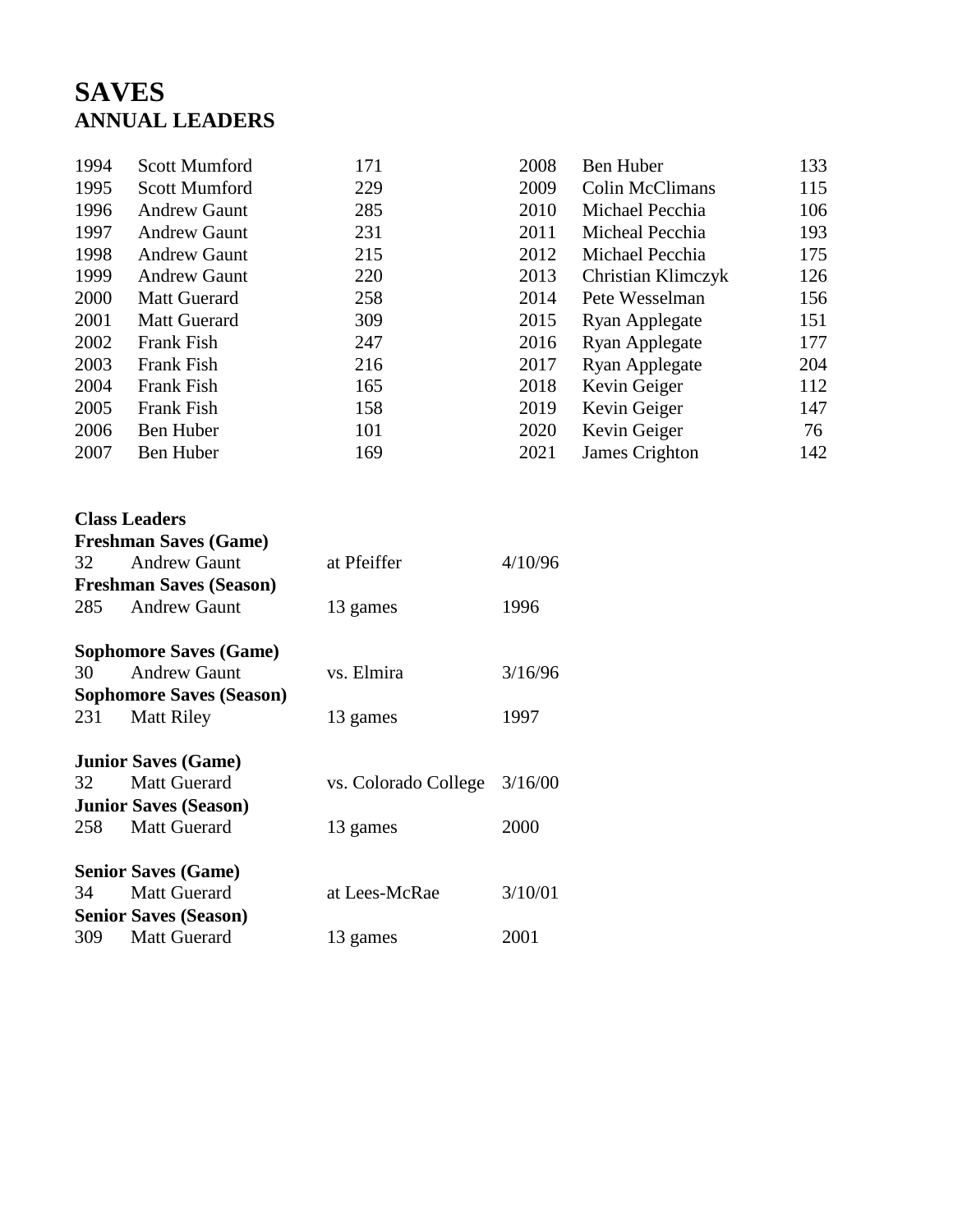# SAVES
## ANNUAL LEADERS

| Year | Name | Saves | Year | Name | Saves |
|---|---|---|---|---|---|
| 1994 | Scott Mumford | 171 | 2008 | Ben Huber | 133 |
| 1995 | Scott Mumford | 229 | 2009 | Colin McClimans | 115 |
| 1996 | Andrew Gaunt | 285 | 2010 | Michael Pecchia | 106 |
| 1997 | Andrew Gaunt | 231 | 2011 | Micheal Pecchia | 193 |
| 1998 | Andrew Gaunt | 215 | 2012 | Michael Pecchia | 175 |
| 1999 | Andrew Gaunt | 220 | 2013 | Christian Klimczyk | 126 |
| 2000 | Matt Guerard | 258 | 2014 | Pete Wesselman | 156 |
| 2001 | Matt Guerard | 309 | 2015 | Ryan Applegate | 151 |
| 2002 | Frank Fish | 247 | 2016 | Ryan Applegate | 177 |
| 2003 | Frank Fish | 216 | 2017 | Ryan Applegate | 204 |
| 2004 | Frank Fish | 165 | 2018 | Kevin Geiger | 112 |
| 2005 | Frank Fish | 158 | 2019 | Kevin Geiger | 147 |
| 2006 | Ben Huber | 101 | 2020 | Kevin Geiger | 76 |
| 2007 | Ben Huber | 169 | 2021 | James Crighton | 142 |

**Class Leaders**

**Freshman Saves (Game)**

| 32 | Andrew Gaunt | at Pfeiffer | 4/10/96 |
|---|---|---|---|

**Freshman Saves (Season)**

| 285 | Andrew Gaunt | 13 games | 1996 |
|---|---|---|---|

**Sophomore Saves (Game)**

| 30 | Andrew Gaunt | vs. Elmira | 3/16/96 |
|---|---|---|---|

**Sophomore Saves (Season)**

| 231 | Matt Riley | 13 games | 1997 |
|---|---|---|---|

**Junior Saves (Game)**

| 32 | Matt Guerard | vs. Colorado College | 3/16/00 |
|---|---|---|---|

**Junior Saves (Season)**

| 258 | Matt Guerard | 13 games | 2000 |
|---|---|---|---|

**Senior Saves (Game)**

| 34 | Matt Guerard | at Lees-McRae | 3/10/01 |
|---|---|---|---|

**Senior Saves (Season)**

| 309 | Matt Guerard | 13 games | 2001 |
|---|---|---|---|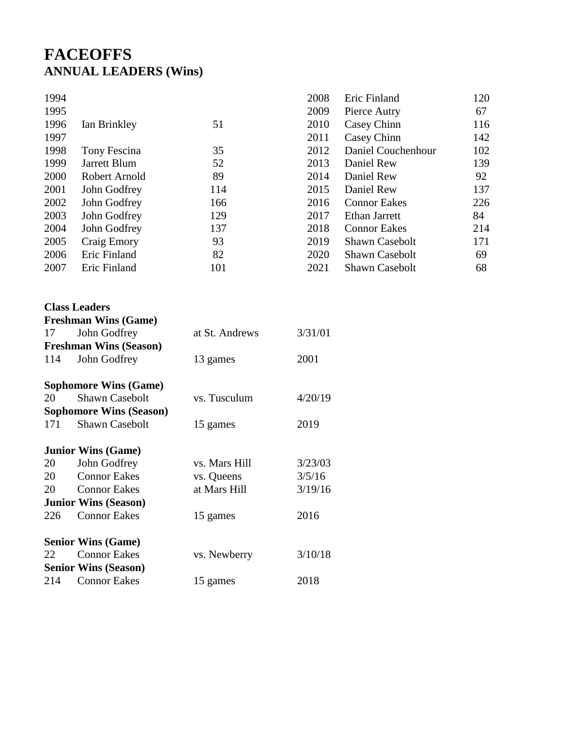# FACEOFFS
## ANNUAL LEADERS (Wins)

| Year | Player | Wins |
|---|---|---|
| 1994 | | |
| 1995 | | |
| 1996 | Ian Brinkley | 51 |
| 1997 | | |
| 1998 | Tony Fescina | 35 |
| 1999 | Jarrett Blum | 52 |
| 2000 | Robert Arnold | 89 |
| 2001 | John Godfrey | 114 |
| 2002 | John Godfrey | 166 |
| 2003 | John Godfrey | 129 |
| 2004 | John Godfrey | 137 |
| 2005 | Craig Emory | 93 |
| 2006 | Eric Finland | 82 |
| 2007 | Eric Finland | 101 |
| 2008 | Eric Finland | 120 |
| 2009 | Pierce Autry | 67 |
| 2010 | Casey Chinn | 116 |
| 2011 | Casey Chinn | 142 |
| 2012 | Daniel Couchenhour | 102 |
| 2013 | Daniel Rew | 139 |
| 2014 | Daniel Rew | 92 |
| 2015 | Daniel Rew | 137 |
| 2016 | Connor Eakes | 226 |
| 2017 | Ethan Jarrett | 84 |
| 2018 | Connor Eakes | 214 |
| 2019 | Shawn Casebolt | 171 |
| 2020 | Shawn Casebolt | 69 |
| 2021 | Shawn Casebolt | 68 |

**Class Leaders**

**Freshman Wins (Game)**

| | | | |
|---|---|---|---|
| 17 | John Godfrey | at St. Andrews | 3/31/01 |

**Freshman Wins (Season)**

| | | | |
|---|---|---|---|
| 114 | John Godfrey | 13 games | 2001 |

**Sophomore Wins (Game)**

| | | | |
|---|---|---|---|
| 20 | Shawn Casebolt | vs. Tusculum | 4/20/19 |

**Sophomore Wins (Season)**

| | | | |
|---|---|---|---|
| 171 | Shawn Casebolt | 15 games | 2019 |

**Junior Wins (Game)**

| | | | |
|---|---|---|---|
| 20 | John Godfrey | vs. Mars Hill | 3/23/03 |
| 20 | Connor Eakes | vs. Queens | 3/5/16 |
| 20 | Connor Eakes | at Mars Hill | 3/19/16 |

**Junior Wins (Season)**

| | | | |
|---|---|---|---|
| 226 | Connor Eakes | 15 games | 2016 |

**Senior Wins (Game)**

| | | | |
|---|---|---|---|
| 22 | Connor Eakes | vs. Newberry | 3/10/18 |

**Senior Wins (Season)**

| | | | |
|---|---|---|---|
| 214 | Connor Eakes | 15 games | 2018 |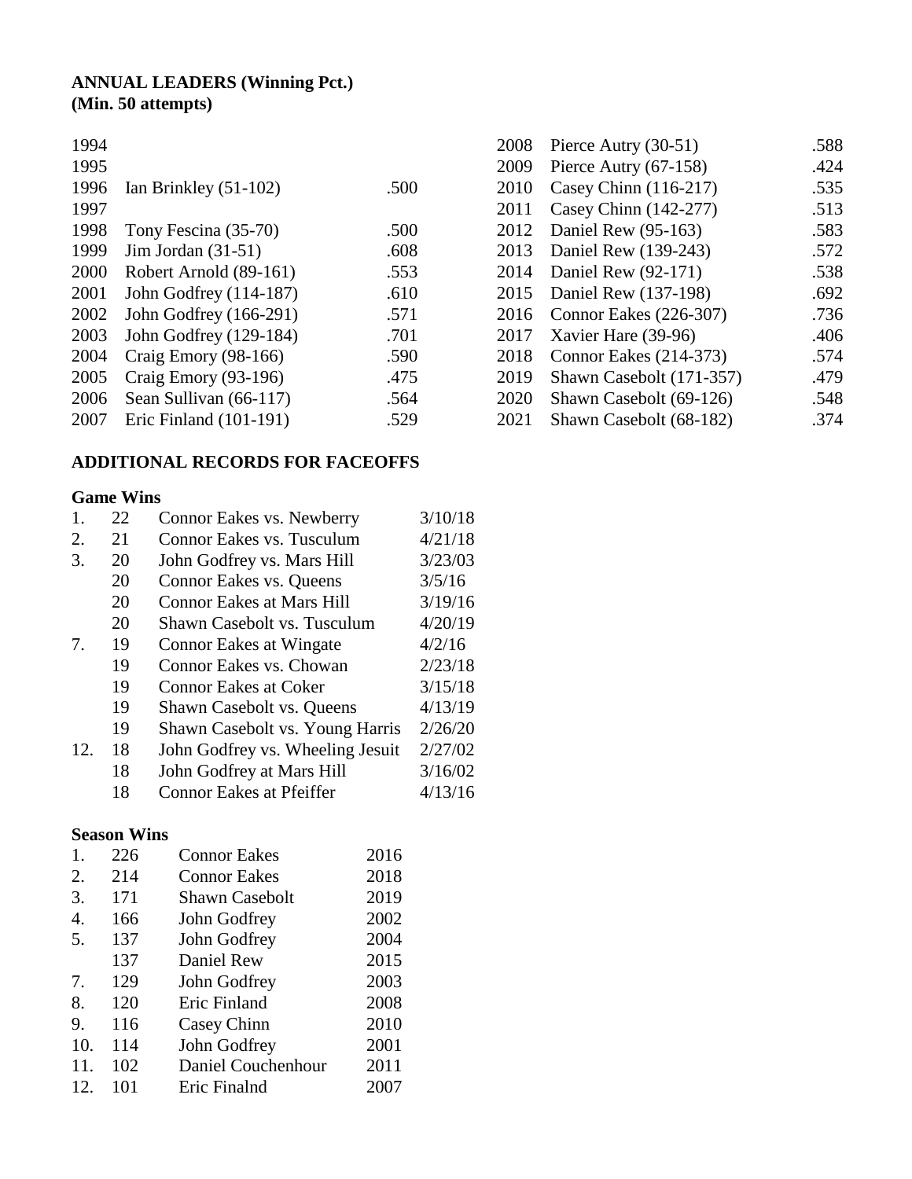**ANNUAL LEADERS (Winning Pct.)**
**(Min. 50 attempts)**

| Year | Player | Pct. |
|---|---|---|
| 1994 | | |
| 1995 | | |
| 1996 | Ian Brinkley (51-102) | .500 |
| 1997 | | |
| 1998 | Tony Fescina (35-70) | .500 |
| 1999 | Jim Jordan (31-51) | .608 |
| 2000 | Robert Arnold (89-161) | .553 |
| 2001 | John Godfrey (114-187) | .610 |
| 2002 | John Godfrey (166-291) | .571 |
| 2003 | John Godfrey (129-184) | .701 |
| 2004 | Craig Emory (98-166) | .590 |
| 2005 | Craig Emory (93-196) | .475 |
| 2006 | Sean Sullivan (66-117) | .564 |
| 2007 | Eric Finland (101-191) | .529 |
| 2008 | Pierce Autry (30-51) | .588 |
| 2009 | Pierce Autry (67-158) | .424 |
| 2010 | Casey Chinn (116-217) | .535 |
| 2011 | Casey Chinn (142-277) | .513 |
| 2012 | Daniel Rew (95-163) | .583 |
| 2013 | Daniel Rew (139-243) | .572 |
| 2014 | Daniel Rew (92-171) | .538 |
| 2015 | Daniel Rew (137-198) | .692 |
| 2016 | Connor Eakes (226-307) | .736 |
| 2017 | Xavier Hare (39-96) | .406 |
| 2018 | Connor Eakes (214-373) | .574 |
| 2019 | Shawn Casebolt (171-357) | .479 |
| 2020 | Shawn Casebolt (69-126) | .548 |
| 2021 | Shawn Casebolt (68-182) | .374 |

**ADDITIONAL RECORDS FOR FACEOFFS**

**Game Wins**

| Rank | Wins | Player | Date |
|---|---|---|---|
| 1. | 22 | Connor Eakes vs. Newberry | 3/10/18 |
| 2. | 21 | Connor Eakes vs. Tusculum | 4/21/18 |
| 3. | 20 | John Godfrey vs. Mars Hill | 3/23/03 |
| | 20 | Connor Eakes vs. Queens | 3/5/16 |
| | 20 | Connor Eakes at Mars Hill | 3/19/16 |
| | 20 | Shawn Casebolt vs. Tusculum | 4/20/19 |
| 7. | 19 | Connor Eakes at Wingate | 4/2/16 |
| | 19 | Connor Eakes vs. Chowan | 2/23/18 |
| | 19 | Connor Eakes at Coker | 3/15/18 |
| | 19 | Shawn Casebolt vs. Queens | 4/13/19 |
| | 19 | Shawn Casebolt vs. Young Harris | 2/26/20 |
| 12. | 18 | John Godfrey vs. Wheeling Jesuit | 2/27/02 |
| | 18 | John Godfrey at Mars Hill | 3/16/02 |
| | 18 | Connor Eakes at Pfeiffer | 4/13/16 |

**Season Wins**

| Rank | Wins | Player | Year |
|---|---|---|---|
| 1. | 226 | Connor Eakes | 2016 |
| 2. | 214 | Connor Eakes | 2018 |
| 3. | 171 | Shawn Casebolt | 2019 |
| 4. | 166 | John Godfrey | 2002 |
| 5. | 137 | John Godfrey | 2004 |
| | 137 | Daniel Rew | 2015 |
| 7. | 129 | John Godfrey | 2003 |
| 8. | 120 | Eric Finland | 2008 |
| 9. | 116 | Casey Chinn | 2010 |
| 10. | 114 | John Godfrey | 2001 |
| 11. | 102 | Daniel Couchenhour | 2011 |
| 12. | 101 | Eric Finalnd | 2007 |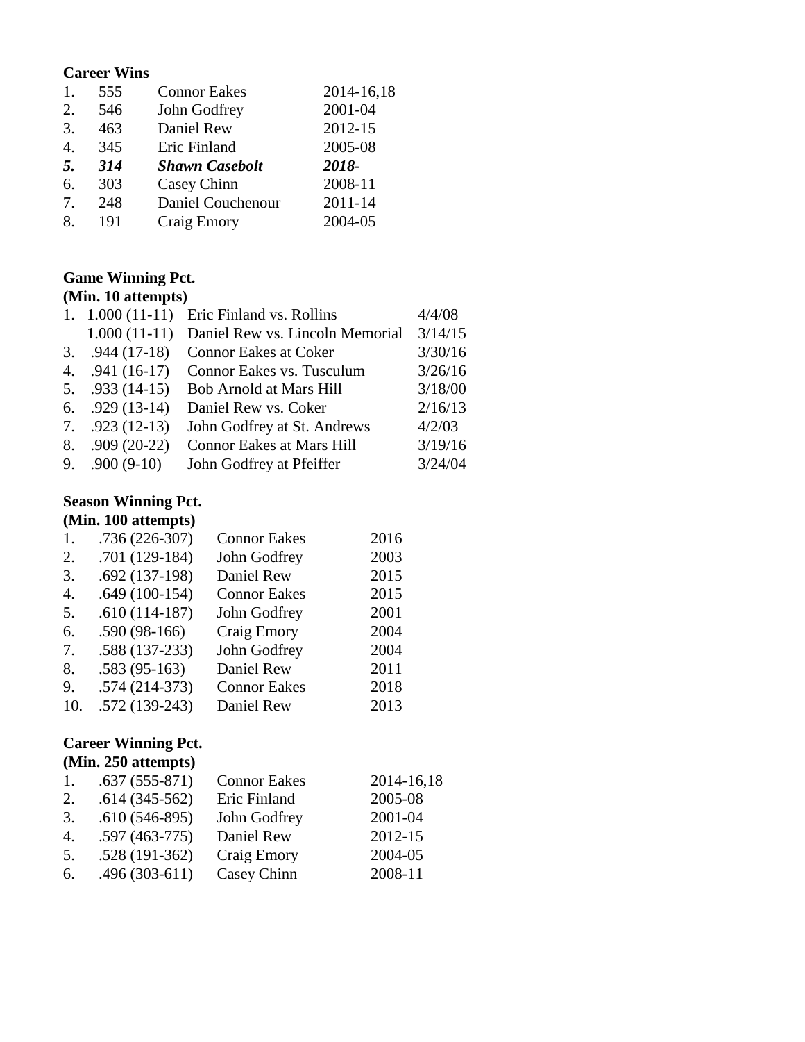**Career Wins**

| | | | |
|---|---|---|---|
| 1. | 555 | Connor Eakes | 2014-16,18 |
| 2. | 546 | John Godfrey | 2001-04 |
| 3. | 463 | Daniel Rew | 2012-15 |
| 4. | 345 | Eric Finland | 2005-08 |
| ***5.*** | ***314*** | ***Shawn Casebolt*** | ***2018-*** |
| 6. | 303 | Casey Chinn | 2008-11 |
| 7. | 248 | Daniel Couchenour | 2011-14 |
| 8. | 191 | Craig Emory | 2004-05 |

**Game Winning Pct.**
**(Min. 10 attempts)**

| | | | |
|---|---|---|---|
| 1. | 1.000 (11-11) | Eric Finland vs. Rollins | 4/4/08 |
| | 1.000 (11-11) | Daniel Rew vs. Lincoln Memorial | 3/14/15 |
| 3. | .944 (17-18) | Connor Eakes at Coker | 3/30/16 |
| 4. | .941 (16-17) | Connor Eakes vs. Tusculum | 3/26/16 |
| 5. | .933 (14-15) | Bob Arnold at Mars Hill | 3/18/00 |
| 6. | .929 (13-14) | Daniel Rew vs. Coker | 2/16/13 |
| 7. | .923 (12-13) | John Godfrey at St. Andrews | 4/2/03 |
| 8. | .909 (20-22) | Connor Eakes at Mars Hill | 3/19/16 |
| 9. | .900 (9-10) | John Godfrey at Pfeiffer | 3/24/04 |

**Season Winning Pct.**
**(Min. 100 attempts)**

| | | | |
|---|---|---|---|
| 1. | .736 (226-307) | Connor Eakes | 2016 |
| 2. | .701 (129-184) | John Godfrey | 2003 |
| 3. | .692 (137-198) | Daniel Rew | 2015 |
| 4. | .649 (100-154) | Connor Eakes | 2015 |
| 5. | .610 (114-187) | John Godfrey | 2001 |
| 6. | .590 (98-166) | Craig Emory | 2004 |
| 7. | .588 (137-233) | John Godfrey | 2004 |
| 8. | .583 (95-163) | Daniel Rew | 2011 |
| 9. | .574 (214-373) | Connor Eakes | 2018 |
| 10. | .572 (139-243) | Daniel Rew | 2013 |

**Career Winning Pct.**
**(Min. 250 attempts)**

| | | | |
|---|---|---|---|
| 1. | .637 (555-871) | Connor Eakes | 2014-16,18 |
| 2. | .614 (345-562) | Eric Finland | 2005-08 |
| 3. | .610 (546-895) | John Godfrey | 2001-04 |
| 4. | .597 (463-775) | Daniel Rew | 2012-15 |
| 5. | .528 (191-362) | Craig Emory | 2004-05 |
| 6. | .496 (303-611) | Casey Chinn | 2008-11 |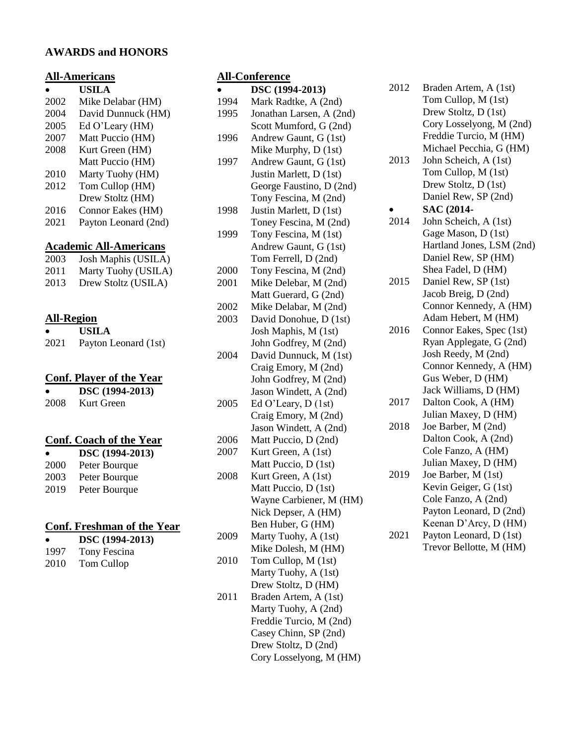# AWARDS and HONORS

## All-Americans

- **USILA**

2002 Mike Delabar (HM)
2004 David Dunnuck (HM)
2005 Ed O'Leary (HM)
2007 Matt Puccio (HM)
2008 Kurt Green (HM)
Matt Puccio (HM)
2010 Marty Tuohy (HM)
2012 Tom Cullop (HM)
Drew Stoltz (HM)
2016 Connor Eakes (HM)
2021 Payton Leonard (2nd)

## Academic All-Americans

2003 Josh Maphis (USILA)
2011 Marty Tuohy (USILA)
2013 Drew Stoltz (USILA)

## All-Region

- **USILA**

2021 Payton Leonard (1st)

## Conf. Player of the Year

- **DSC (1994-2013)**

2008 Kurt Green

## Conf. Coach of the Year

- **DSC (1994-2013)**

2000 Peter Bourque
2003 Peter Bourque
2019 Peter Bourque

## Conf. Freshman of the Year

- **DSC (1994-2013)**

1997 Tony Fescina
2010 Tom Cullop

## All-Conference

- **DSC (1994-2013)**

1994 Mark Radtke, A (2nd)
1995 Jonathan Larsen, A (2nd)
Scott Mumford, G (2nd)
1996 Andrew Gaunt, G (1st)
Mike Murphy, D (1st)
1997 Andrew Gaunt, G (1st)
Justin Marlett, D (1st)
George Faustino, D (2nd)
Tony Fescina, M (2nd)
1998 Justin Marlett, D (1st)
Toney Fescina, M (2nd)
1999 Tony Fescina, M (1st)
Andrew Gaunt, G (1st)
Tom Ferrell, D (2nd)
2000 Tony Fescina, M (2nd)
2001 Mike Delebar, M (2nd)
Matt Guerard, G (2nd)
2002 Mike Delabar, M (2nd)
2003 David Donohue, D (1st)
Josh Maphis, M (1st)
John Godfrey, M (2nd)
2004 David Dunnuck, M (1st)
Craig Emory, M (2nd)
John Godfrey, M (2nd)
Jason Windett, A (2nd)
2005 Ed O'Leary, D (1st)
Craig Emory, M (2nd)
Jason Windett, A (2nd)
2006 Matt Puccio, D (2nd)
2007 Kurt Green, A (1st)
Matt Puccio, D (1st)
2008 Kurt Green, A (1st)
Matt Puccio, D (1st)
Wayne Carbiener, M (HM)
Nick Depser, A (HM)
Ben Huber, G (HM)
2009 Marty Tuohy, A (1st)
Mike Dolesh, M (HM)
2010 Tom Cullop, M (1st)
Marty Tuohy, A (1st)
Drew Stoltz, D (HM)
2011 Braden Artem, A (1st)
Marty Tuohy, A (2nd)
Freddie Turcio, M (2nd)
Casey Chinn, SP (2nd)
Drew Stoltz, D (2nd)
Cory Losselyong, M (HM)
2012 Braden Artem, A (1st)
Tom Cullop, M (1st)
Drew Stoltz, D (1st)
Cory Losselyong, M (2nd)
Freddie Turcio, M (HM)
Michael Pecchia, G (HM)
2013 John Scheich, A (1st)
Tom Cullop, M (1st)
Drew Stoltz, D (1st)
Daniel Rew, SP (2nd)

- **SAC (2014-**

2014 John Scheich, A (1st)
Gage Mason, D (1st)
Hartland Jones, LSM (2nd)
Daniel Rew, SP (HM)
Shea Fadel, D (HM)
2015 Daniel Rew, SP (1st)
Jacob Breig, D (2nd)
Connor Kennedy, A (HM)
Adam Hebert, M (HM)
2016 Connor Eakes, Spec (1st)
Ryan Applegate, G (2nd)
Josh Reedy, M (2nd)
Connor Kennedy, A (HM)
Gus Weber, D (HM)
Jack Williams, D (HM)
2017 Dalton Cook, A (HM)
Julian Maxey, D (HM)
2018 Joe Barber, M (2nd)
Dalton Cook, A (2nd)
Cole Fanzo, A (HM)
Julian Maxey, D (HM)
2019 Joe Barber, M (1st)
Kevin Geiger, G (1st)
Cole Fanzo, A (2nd)
Payton Leonard, D (2nd)
Keenan D'Arcy, D (HM)
2021 Payton Leonard, D (1st)
Trevor Bellotte, M (HM)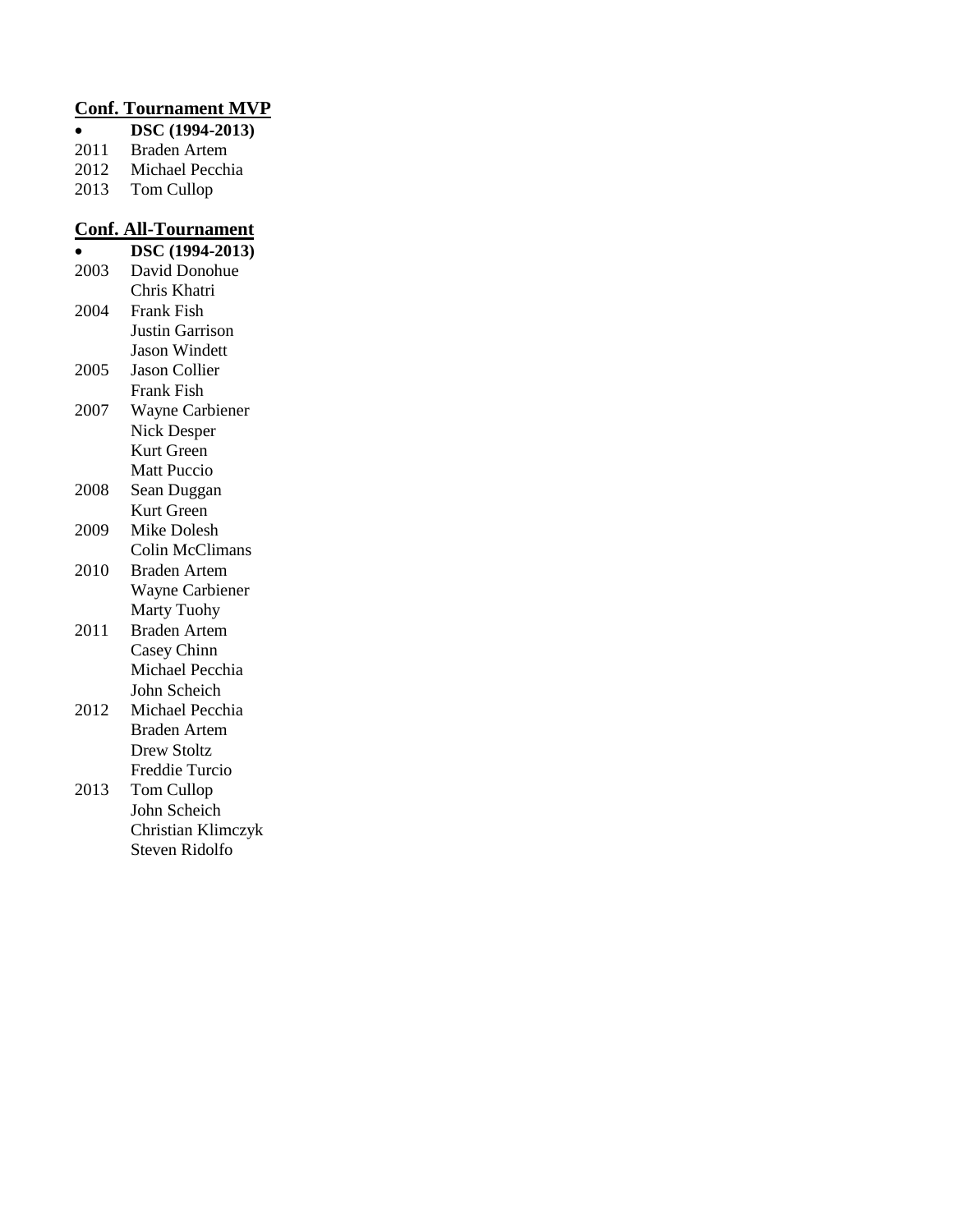## Conf. Tournament MVP

- **DSC (1994-2013)**

2011 Braden Artem
2012 Michael Pecchia
2013 Tom Cullop

## Conf. All-Tournament

- **DSC (1994-2013)**

2003 David Donohue
Chris Khatri
2004 Frank Fish
Justin Garrison
Jason Windett
2005 Jason Collier
Frank Fish
2007 Wayne Carbiener
Nick Desper
Kurt Green
Matt Puccio
2008 Sean Duggan
Kurt Green
2009 Mike Dolesh
Colin McClimans
2010 Braden Artem
Wayne Carbiener
Marty Tuohy
2011 Braden Artem
Casey Chinn
Michael Pecchia
John Scheich
2012 Michael Pecchia
Braden Artem
Drew Stoltz
Freddie Turcio
2013 Tom Cullop
John Scheich
Christian Klimczyk
Steven Ridolfo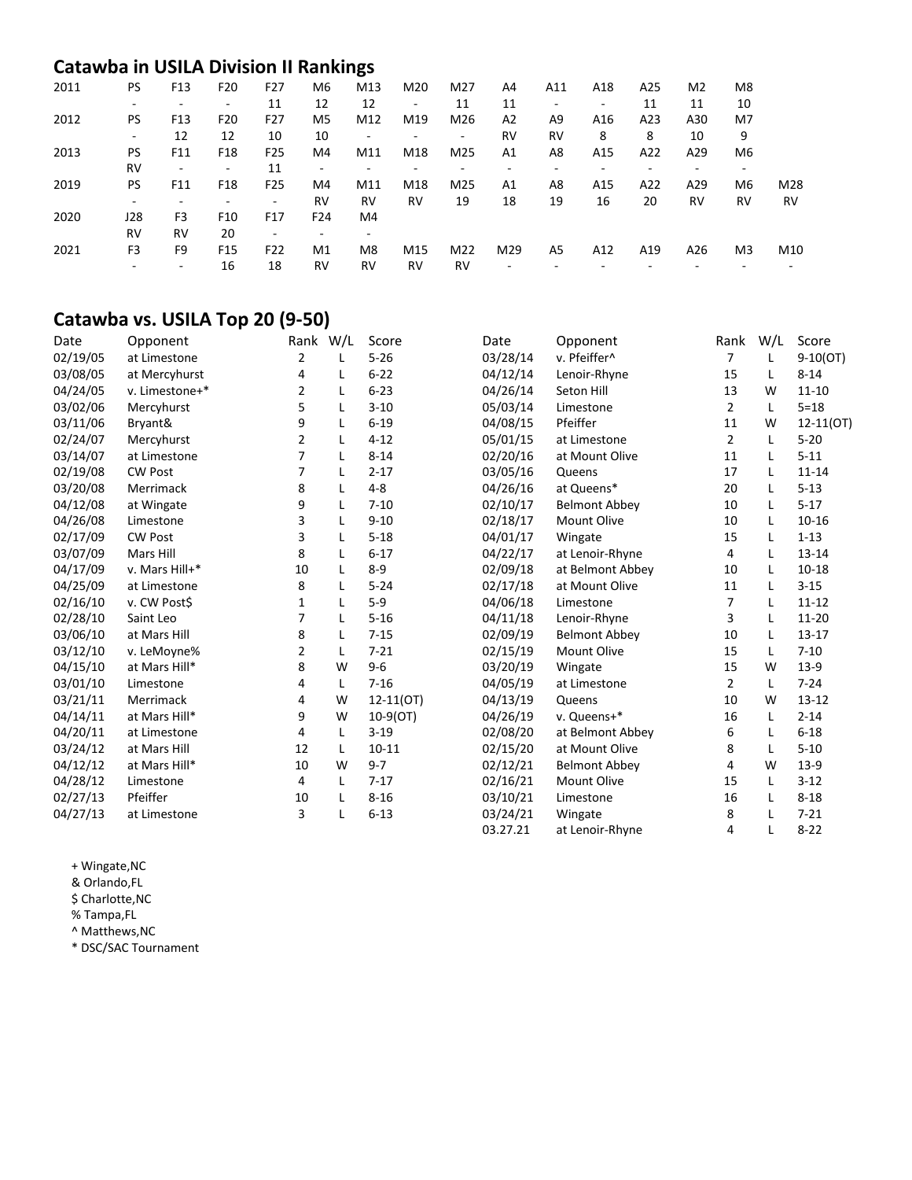## Catawba in USILA Division II Rankings

| Year | | | | | | | | | | | | | | | |
|---|---|---|---|---|---|---|---|---|---|---|---|---|---|---|---|
| 2011 | PS | F13 | F20 | F27 | M6 | M13 | M20 | M27 | A4 | A11 | A18 | A25 | M2 | M8 | |
| | - | - | - | 11 | 12 | 12 | - | 11 | 11 | - | - | 11 | 11 | 10 | |
| 2012 | PS | F13 | F20 | F27 | M5 | M12 | M19 | M26 | A2 | A9 | A16 | A23 | A30 | M7 | |
| | - | 12 | 12 | 10 | 10 | - | - | - | RV | RV | 8 | 8 | 10 | 9 | |
| 2013 | PS | F11 | F18 | F25 | M4 | M11 | M18 | M25 | A1 | A8 | A15 | A22 | A29 | M6 | |
| | RV | - | - | 11 | - | - | - | - | - | - | - | - | - | - | |
| 2019 | PS | F11 | F18 | F25 | M4 | M11 | M18 | M25 | A1 | A8 | A15 | A22 | A29 | M6 | M28 |
| | - | - | - | - | RV | RV | RV | 19 | 18 | 19 | 16 | 20 | RV | RV | RV |
| 2020 | J28 | F3 | F10 | F17 | F24 | M4 | | | | | | | | | |
| | RV | RV | 20 | - | - | - | | | | | | | | | |
| 2021 | F3 | F9 | F15 | F22 | M1 | M8 | M15 | M22 | M29 | A5 | A12 | A19 | A26 | M3 | M10 |
| | - | - | 16 | 18 | RV | RV | RV | RV | - | - | - | - | - | - | - |

## Catawba vs. USILA Top 20 (9-50)

| Date | Opponent | Rank | W/L | Score |
|---|---|---|---|---|
| 02/19/05 | at Limestone | 2 | L | 5-26 |
| 03/08/05 | at Mercyhurst | 4 | L | 6-22 |
| 04/24/05 | v. Limestone+* | 2 | L | 6-23 |
| 03/02/06 | Mercyhurst | 5 | L | 3-10 |
| 03/11/06 | Bryant& | 9 | L | 6-19 |
| 02/24/07 | Mercyhurst | 2 | L | 4-12 |
| 03/14/07 | at Limestone | 7 | L | 8-14 |
| 02/19/08 | CW Post | 7 | L | 2-17 |
| 03/20/08 | Merrimack | 8 | L | 4-8 |
| 04/12/08 | at Wingate | 9 | L | 7-10 |
| 04/26/08 | Limestone | 3 | L | 9-10 |
| 02/17/09 | CW Post | 3 | L | 5-18 |
| 03/07/09 | Mars Hill | 8 | L | 6-17 |
| 04/17/09 | v. Mars Hill+* | 10 | L | 8-9 |
| 04/25/09 | at Limestone | 8 | L | 5-24 |
| 02/16/10 | v. CW Post$ | 1 | L | 5-9 |
| 02/28/10 | Saint Leo | 7 | L | 5-16 |
| 03/06/10 | at Mars Hill | 8 | L | 7-15 |
| 03/12/10 | v. LeMoyne% | 2 | L | 7-21 |
| 04/15/10 | at Mars Hill* | 8 | W | 9-6 |
| 03/01/10 | Limestone | 4 | L | 7-16 |
| 03/21/11 | Merrimack | 4 | W | 12-11(OT) |
| 04/14/11 | at Mars Hill* | 9 | W | 10-9(OT) |
| 04/20/11 | at Limestone | 4 | L | 3-19 |
| 03/24/12 | at Mars Hill | 12 | L | 10-11 |
| 04/12/12 | at Mars Hill* | 10 | W | 9-7 |
| 04/28/12 | Limestone | 4 | L | 7-17 |
| 02/27/13 | Pfeiffer | 10 | L | 8-16 |
| 04/27/13 | at Limestone | 3 | L | 6-13 |
| 03/28/14 | v. Pfeiffer^ | 7 | L | 9-10(OT) |
| 04/12/14 | Lenoir-Rhyne | 15 | L | 8-14 |
| 04/26/14 | Seton Hill | 13 | W | 11-10 |
| 05/03/14 | Limestone | 2 | L | 5=18 |
| 04/08/15 | Pfeiffer | 11 | W | 12-11(OT) |
| 05/01/15 | at Limestone | 2 | L | 5-20 |
| 02/20/16 | at Mount Olive | 11 | L | 5-11 |
| 03/05/16 | Queens | 17 | L | 11-14 |
| 04/26/16 | at Queens* | 20 | L | 5-13 |
| 02/10/17 | Belmont Abbey | 10 | L | 5-17 |
| 02/18/17 | Mount Olive | 10 | L | 10-16 |
| 04/01/17 | Wingate | 15 | L | 1-13 |
| 04/22/17 | at Lenoir-Rhyne | 4 | L | 13-14 |
| 02/09/18 | at Belmont Abbey | 10 | L | 10-18 |
| 02/17/18 | at Mount Olive | 11 | L | 3-15 |
| 04/06/18 | Limestone | 7 | L | 11-12 |
| 04/11/18 | Lenoir-Rhyne | 3 | L | 11-20 |
| 02/09/19 | Belmont Abbey | 10 | L | 13-17 |
| 02/15/19 | Mount Olive | 15 | L | 7-10 |
| 03/20/19 | Wingate | 15 | W | 13-9 |
| 04/05/19 | at Limestone | 2 | L | 7-24 |
| 04/13/19 | Queens | 10 | W | 13-12 |
| 04/26/19 | v. Queens+* | 16 | L | 2-14 |
| 02/08/20 | at Belmont Abbey | 6 | L | 6-18 |
| 02/15/20 | at Mount Olive | 8 | L | 5-10 |
| 02/12/21 | Belmont Abbey | 4 | W | 13-9 |
| 02/16/21 | Mount Olive | 15 | L | 3-12 |
| 03/10/21 | Limestone | 16 | L | 8-18 |
| 03/24/21 | Wingate | 8 | L | 7-21 |
| 03.27.21 | at Lenoir-Rhyne | 4 | L | 8-22 |

+ Wingate,NC
& Orlando,FL
$ Charlotte,NC
% Tampa,FL
^ Matthews,NC
* DSC/SAC Tournament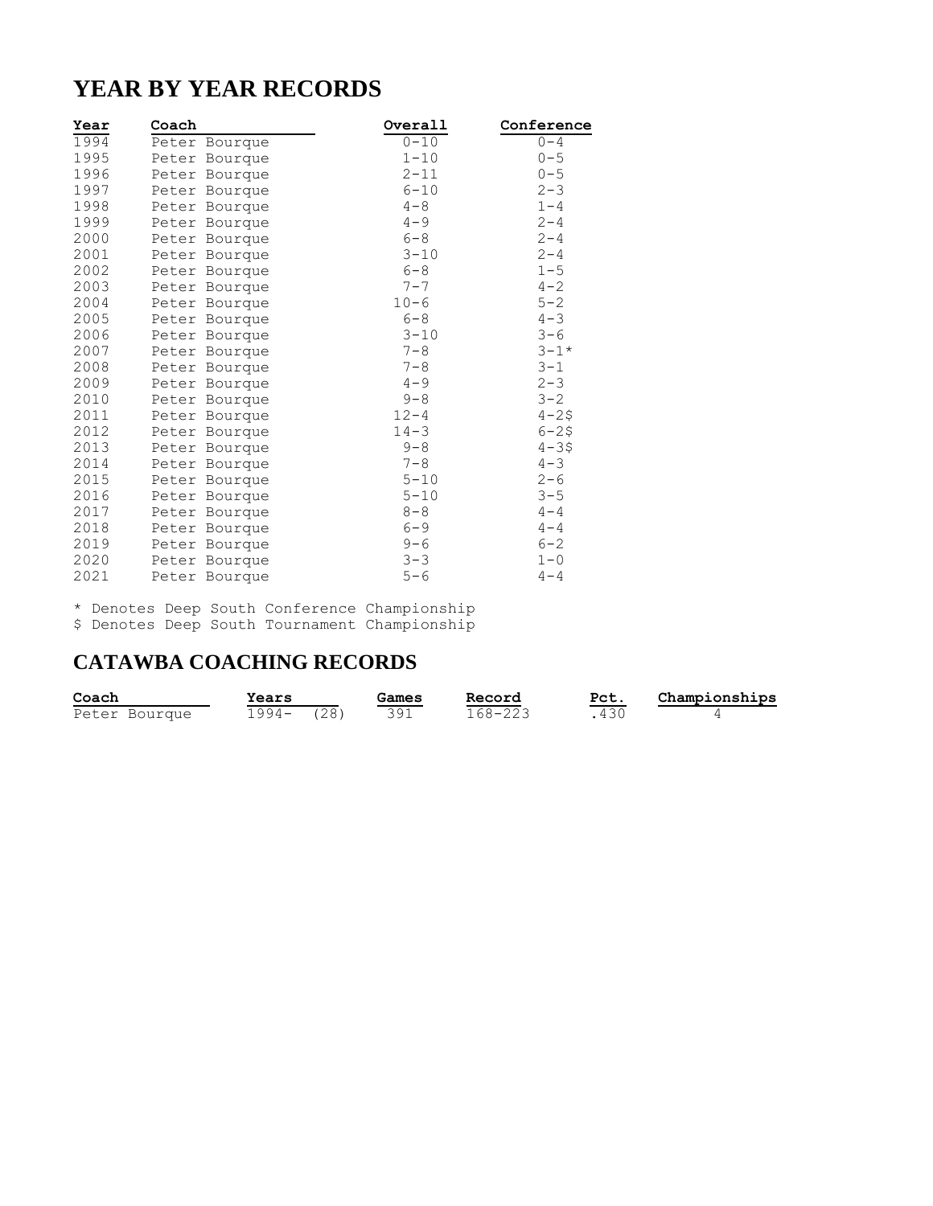# YEAR BY YEAR RECORDS

| Year | Coach | Overall | Conference |
|---|---|---|---|
| 1994 | Peter Bourque | 0-10 | 0-4 |
| 1995 | Peter Bourque | 1-10 | 0-5 |
| 1996 | Peter Bourque | 2-11 | 0-5 |
| 1997 | Peter Bourque | 6-10 | 2-3 |
| 1998 | Peter Bourque | 4-8 | 1-4 |
| 1999 | Peter Bourque | 4-9 | 2-4 |
| 2000 | Peter Bourque | 6-8 | 2-4 |
| 2001 | Peter Bourque | 3-10 | 2-4 |
| 2002 | Peter Bourque | 6-8 | 1-5 |
| 2003 | Peter Bourque | 7-7 | 4-2 |
| 2004 | Peter Bourque | 10-6 | 5-2 |
| 2005 | Peter Bourque | 6-8 | 4-3 |
| 2006 | Peter Bourque | 3-10 | 3-6 |
| 2007 | Peter Bourque | 7-8 | 3-1* |
| 2008 | Peter Bourque | 7-8 | 3-1 |
| 2009 | Peter Bourque | 4-9 | 2-3 |
| 2010 | Peter Bourque | 9-8 | 3-2 |
| 2011 | Peter Bourque | 12-4 | 4-2$ |
| 2012 | Peter Bourque | 14-3 | 6-2$ |
| 2013 | Peter Bourque | 9-8 | 4-3$ |
| 2014 | Peter Bourque | 7-8 | 4-3 |
| 2015 | Peter Bourque | 5-10 | 2-6 |
| 2016 | Peter Bourque | 5-10 | 3-5 |
| 2017 | Peter Bourque | 8-8 | 4-4 |
| 2018 | Peter Bourque | 6-9 | 4-4 |
| 2019 | Peter Bourque | 9-6 | 6-2 |
| 2020 | Peter Bourque | 3-3 | 1-0 |
| 2021 | Peter Bourque | 5-6 | 4-4 |

\* Denotes Deep South Conference Championship
$ Denotes Deep South Tournament Championship

# CATAWBA COACHING RECORDS

| Coach | Years | Games | Record | Pct. | Championships |
|---|---|---|---|---|---|
| Peter Bourque | 1994- (28) | 391 | 168-223 | .430 | 4 |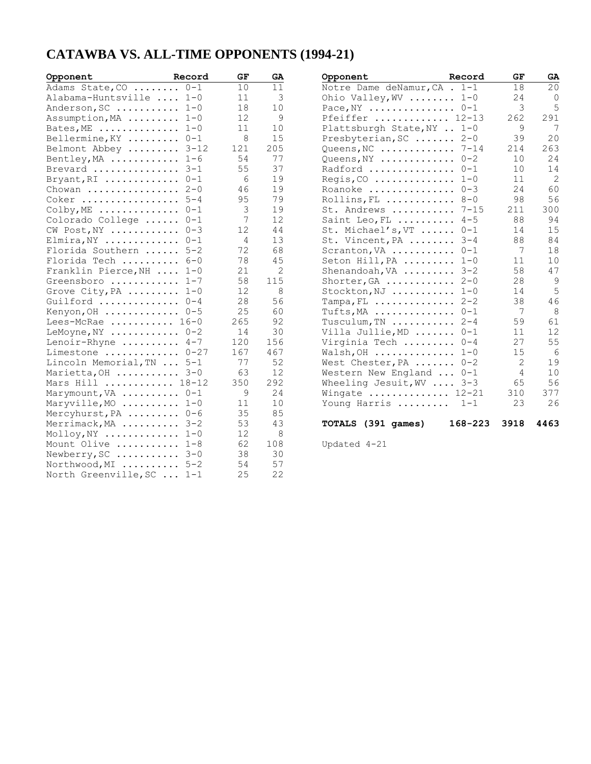# CATAWBA VS. ALL-TIME OPPONENTS (1994-21)

| Opponent | Record | GF | GA |
|---|---|---|---|
| Adams State,CO | 0-1 | 10 | 11 |
| Alabama-Huntsville | 1-0 | 11 | 3 |
| Anderson,SC | 1-0 | 18 | 10 |
| Assumption,MA | 1-0 | 12 | 9 |
| Bates,ME | 1-0 | 11 | 10 |
| Bellermine,KY | 0-1 | 8 | 15 |
| Belmont Abbey | 3-12 | 121 | 205 |
| Bentley,MA | 1-6 | 54 | 77 |
| Brevard | 3-1 | 55 | 37 |
| Bryant,RI | 0-1 | 6 | 19 |
| Chowan | 2-0 | 46 | 19 |
| Coker | 5-4 | 95 | 79 |
| Colby,ME | 0-1 | 3 | 19 |
| Colorado College | 0-1 | 7 | 12 |
| CW Post,NY | 0-3 | 12 | 44 |
| Elmira,NY | 0-1 | 4 | 13 |
| Florida Southern | 5-2 | 72 | 68 |
| Florida Tech | 6-0 | 78 | 45 |
| Franklin Pierce,NH | 1-0 | 21 | 2 |
| Greensboro | 1-7 | 58 | 115 |
| Grove City,PA | 1-0 | 12 | 8 |
| Guilford | 0-4 | 28 | 56 |
| Kenyon,OH | 0-5 | 25 | 60 |
| Lees-McRae | 16-0 | 265 | 92 |
| LeMoyne,NY | 0-2 | 14 | 30 |
| Lenoir-Rhyne | 4-7 | 120 | 156 |
| Limestone | 0-27 | 167 | 467 |
| Lincoln Memorial,TN | 5-1 | 77 | 52 |
| Marietta,OH | 3-0 | 63 | 12 |
| Mars Hill | 18-12 | 350 | 292 |
| Marymount,VA | 0-1 | 9 | 24 |
| Maryville,MO | 1-0 | 11 | 10 |
| Mercyhurst,PA | 0-6 | 35 | 85 |
| Merrimack,MA | 3-2 | 53 | 43 |
| Molloy,NY | 1-0 | 12 | 8 |
| Mount Olive | 1-8 | 62 | 108 |
| Newberry,SC | 3-0 | 38 | 30 |
| Northwood,MI | 5-2 | 54 | 57 |
| North Greenville,SC | 1-1 | 25 | 22 |
| Notre Dame deNamur,CA | 1-1 | 18 | 20 |
| Ohio Valley,WV | 1-0 | 24 | 0 |
| Pace,NY | 0-1 | 3 | 5 |
| Pfeiffer | 12-13 | 262 | 291 |
| Plattsburgh State,NY | 1-0 | 9 | 7 |
| Presbyterian,SC | 2-0 | 39 | 20 |
| Queens,NC | 7-14 | 214 | 263 |
| Queens,NY | 0-2 | 10 | 24 |
| Radford | 0-1 | 10 | 14 |
| Regis,CO | 1-0 | 11 | 2 |
| Roanoke | 0-3 | 24 | 60 |
| Rollins,FL | 8-0 | 98 | 56 |
| St. Andrews | 7-15 | 211 | 300 |
| Saint Leo,FL | 4-5 | 88 | 94 |
| St. Michael's,VT | 0-1 | 14 | 15 |
| St. Vincent,PA | 3-4 | 88 | 84 |
| Scranton,VA | 0-1 | 7 | 18 |
| Seton Hill,PA | 1-0 | 11 | 10 |
| Shenandoah,VA | 3-2 | 58 | 47 |
| Shorter,GA | 2-0 | 28 | 9 |
| Stockton,NJ | 1-0 | 14 | 5 |
| Tampa,FL | 2-2 | 38 | 46 |
| Tufts,MA | 0-1 | 7 | 8 |
| Tusculum,TN | 2-4 | 59 | 61 |
| Villa Jullie,MD | 0-1 | 11 | 12 |
| Virginia Tech | 0-4 | 27 | 55 |
| Walsh,OH | 1-0 | 15 | 6 |
| West Chester,PA | 0-2 | 2 | 19 |
| Western New England | 0-1 | 4 | 10 |
| Wheeling Jesuit,WV | 3-3 | 65 | 56 |
| Wingate | 12-21 | 310 | 377 |
| Young Harris | 1-1 | 23 | 26 |
| **TOTALS (391 games)** | **168-223** | **3918** | **4463** |

Updated 4-21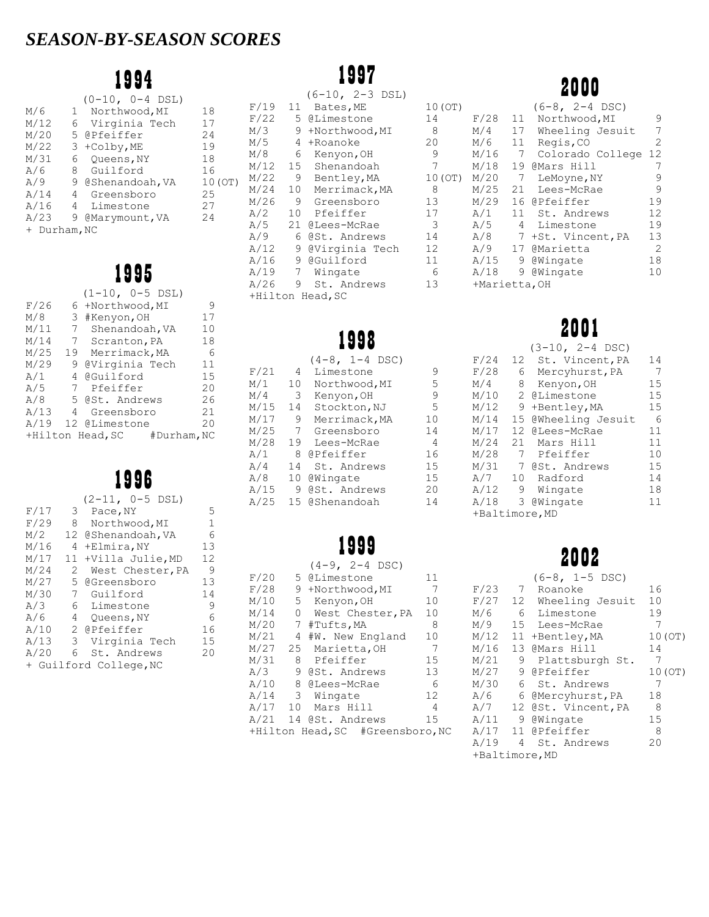# *SEASON-BY-SEASON SCORES*

## 1994

(0-10, 0-4 DSL)

| Date | Score | Opponent | Opp |
|---|---|---|---|
| M/6 | 1 | Northwood,MI | 18 |
| M/12 | 6 | Virginia Tech | 17 |
| M/20 | 5 | @Pfeiffer | 24 |
| M/22 | 3 | +Colby,ME | 19 |
| M/31 | 6 | Queens,NY | 18 |
| A/6 | 8 | Guilford | 16 |
| A/9 | 9 | @Shenandoah,VA | 10(OT) |
| A/14 | 4 | Greensboro | 25 |
| A/16 | 4 | Limestone | 27 |
| A/23 | 9 | @Marymount,VA | 24 |

+ Durham,NC

## 1995

(1-10, 0-5 DSL)

| Date | Score | Opponent | Opp |
|---|---|---|---|
| F/26 | 6 | +Northwood,MI | 9 |
| M/8 | 3 | #Kenyon,OH | 17 |
| M/11 | 7 | Shenandoah,VA | 10 |
| M/14 | 7 | Scranton,PA | 18 |
| M/25 | 19 | Merrimack,MA | 6 |
| M/29 | 9 | @Virginia Tech | 11 |
| A/1 | 4 | @Guilford | 15 |
| A/5 | 7 | Pfeiffer | 20 |
| A/8 | 5 | @St. Andrews | 26 |
| A/13 | 4 | Greensboro | 21 |
| A/19 | 12 | @Limestone | 20 |

+Hilton Head,SC #Durham,NC

## 1996

(2-11, 0-5 DSL)

| Date | Score | Opponent | Opp |
|---|---|---|---|
| F/17 | 3 | Pace,NY | 5 |
| F/29 | 8 | Northwood,MI | 1 |
| M/2 | 12 | @Shenandoah,VA | 6 |
| M/16 | 4 | +Elmira,NY | 13 |
| M/17 | 11 | +Villa Julie,MD | 12 |
| M/24 | 2 | West Chester,PA | 9 |
| M/27 | 5 | @Greensboro | 13 |
| M/30 | 7 | Guilford | 14 |
| A/3 | 6 | Limestone | 9 |
| A/6 | 4 | Queens,NY | 6 |
| A/10 | 2 | @Pfeiffer | 16 |
| A/13 | 3 | Virginia Tech | 15 |
| A/20 | 6 | St. Andrews | 20 |

+ Guilford College,NC

## 1997

(6-10, 2-3 DSL)

| Date | Score | Opponent | Opp |
|---|---|---|---|
| F/19 | 11 | Bates,ME | 10(OT) |
| F/22 | 5 | @Limestone | 14 |
| M/3 | 9 | +Northwood,MI | 8 |
| M/5 | 4 | +Roanoke | 20 |
| M/8 | 6 | Kenyon,OH | 9 |
| M/12 | 15 | Shenandoah | 7 |
| M/22 | 9 | Bentley,MA | 10(OT) |
| M/24 | 10 | Merrimack,MA | 8 |
| M/26 | 9 | Greensboro | 13 |
| A/2 | 10 | Pfeiffer | 17 |
| A/5 | 21 | @Lees-McRae | 3 |
| A/9 | 6 | @St. Andrews | 14 |
| A/12 | 9 | @Virginia Tech | 12 |
| A/16 | 9 | @Guilford | 11 |
| A/19 | 7 | Wingate | 6 |
| A/26 | 9 | St. Andrews | 13 |

+Hilton Head,SC

## 1998

(4-8, 1-4 DSC)

| Date | Score | Opponent | Opp |
|---|---|---|---|
| F/21 | 4 | Limestone | 9 |
| M/1 | 10 | Northwood,MI | 5 |
| M/4 | 3 | Kenyon,OH | 9 |
| M/15 | 14 | Stockton,NJ | 5 |
| M/17 | 9 | Merrimack,MA | 10 |
| M/25 | 7 | Greensboro | 14 |
| M/28 | 19 | Lees-McRae | 4 |
| A/1 | 8 | @Pfeiffer | 16 |
| A/4 | 14 | St. Andrews | 15 |
| A/8 | 10 | @Wingate | 15 |
| A/15 | 9 | @St. Andrews | 20 |
| A/25 | 15 | @Shenandoah | 14 |

## 1999

(4-9, 2-4 DSC)

| Date | Score | Opponent | Opp |
|---|---|---|---|
| F/20 | 5 | @Limestone | 11 |
| F/28 | 9 | +Northwood,MI | 7 |
| M/10 | 5 | Kenyon,OH | 10 |
| M/14 | 0 | West Chester,PA | 10 |
| M/20 | 7 | #Tufts,MA | 8 |
| M/21 | 4 | #W. New England | 10 |
| M/27 | 25 | Marietta,OH | 7 |
| M/31 | 8 | Pfeiffer | 15 |
| A/3 | 9 | @St. Andrews | 13 |
| A/10 | 8 | @Lees-McRae | 6 |
| A/14 | 3 | Wingate | 12 |
| A/17 | 10 | Mars Hill | 4 |
| A/21 | 14 | @St. Andrews | 15 |

+Hilton Head,SC #Greensboro,NC

## 2000

(6-8, 2-4 DSC)

| Date | Score | Opponent | Opp |
|---|---|---|---|
| F/28 | 11 | Northwood,MI | 9 |
| M/4 | 17 | Wheeling Jesuit | 7 |
| M/6 | 11 | Regis,CO | 2 |
| M/16 | 7 | Colorado College | 12 |
| M/18 | 19 | @Mars Hill | 7 |
| M/20 | 7 | LeMoyne,NY | 9 |
| M/25 | 21 | Lees-McRae | 9 |
| M/29 | 16 | @Pfeiffer | 19 |
| A/1 | 11 | St. Andrews | 12 |
| A/5 | 4 | Limestone | 19 |
| A/8 | 7 | +St. Vincent,PA | 13 |
| A/9 | 17 | @Marietta | 2 |
| A/15 | 9 | @Wingate | 18 |
| A/18 | 9 | @Wingate | 10 |

+Marietta,OH

## 2001

(3-10, 2-4 DSC)

| Date | Score | Opponent | Opp |
|---|---|---|---|
| F/24 | 12 | St. Vincent,PA | 14 |
| F/28 | 6 | Mercyhurst,PA | 7 |
| M/4 | 8 | Kenyon,OH | 15 |
| M/10 | 2 | @Limestone | 15 |
| M/12 | 9 | +Bentley,MA | 15 |
| M/14 | 15 | @Wheeling Jesuit | 6 |
| M/17 | 12 | @Lees-McRae | 11 |
| M/24 | 21 | Mars Hill | 11 |
| M/28 | 7 | Pfeiffer | 10 |
| M/31 | 7 | @St. Andrews | 15 |
| A/7 | 10 | Radford | 14 |
| A/12 | 9 | Wingate | 18 |
| A/18 | 3 | @Wingate | 11 |

+Baltimore,MD

## 2002

(6-8, 1-5 DSC)

| Date | Score | Opponent | Opp |
|---|---|---|---|
| F/23 | 7 | Roanoke | 16 |
| F/27 | 12 | Wheeling Jesuit | 10 |
| M/6 | 6 | Limestone | 19 |
| M/9 | 15 | Lees-McRae | 7 |
| M/12 | 11 | +Bentley,MA | 10(OT) |
| M/16 | 13 | @Mars Hill | 14 |
| M/21 | 9 | Plattsburgh St. | 7 |
| M/27 | 9 | @Pfeiffer | 10(OT) |
| M/30 | 6 | St. Andrews | 7 |
| A/6 | 6 | @Mercyhurst,PA | 18 |
| A/7 | 12 | @St. Vincent,PA | 8 |
| A/11 | 9 | @Wingate | 15 |
| A/17 | 11 | @Pfeiffer | 8 |
| A/19 | 4 | St. Andrews | 20 |

+Baltimore,MD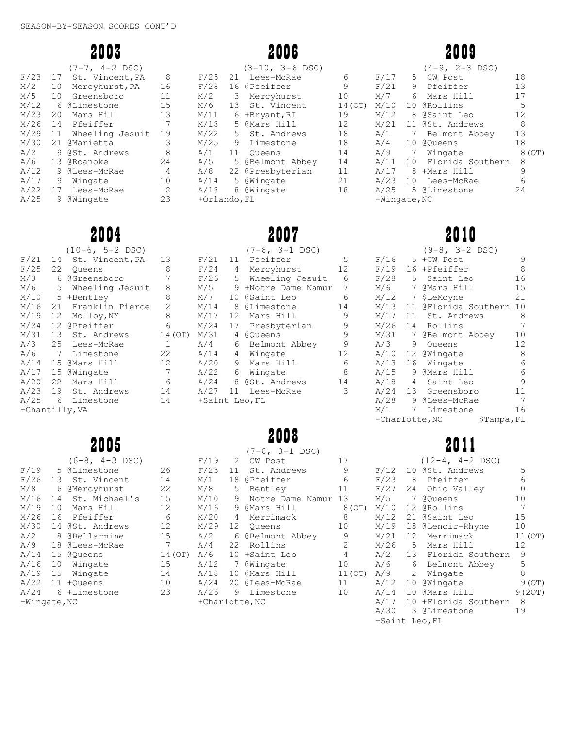SEASON-BY-SEASON SCORES CONT'D

## 2003

(7-7, 4-2 DSC)

| Date | Score | Opponent | Opp |
|---|---|---|---|
| F/23 | 17 | St. Vincent,PA | 8 |
| M/2 | 10 | Mercyhurst,PA | 16 |
| M/5 | 10 | Greensboro | 11 |
| M/12 | 6 | @Limestone | 15 |
| M/23 | 20 | Mars Hill | 13 |
| M/26 | 14 | Pfeiffer | 7 |
| M/29 | 11 | Wheeling Jesuit | 19 |
| M/30 | 21 | @Marietta | 3 |
| A/2 | 9 | @St. Andrews | 8 |
| A/6 | 13 | @Roanoke | 24 |
| A/12 | 9 | @Lees-McRae | 4 |
| A/17 | 9 | Wingate | 10 |
| A/22 | 17 | Lees-McRae | 2 |
| A/25 | 9 | @Wingate | 23 |

## 2004

(10-6, 5-2 DSC)

| Date | Score | Opponent | Opp |
|---|---|---|---|
| F/21 | 14 | St. Vincent,PA | 13 |
| F/25 | 22 | Queens | 8 |
| M/3 | 6 | @Greensboro | 7 |
| M/6 | 5 | Wheeling Jesuit | 8 |
| M/10 | 5 | +Bentley | 8 |
| M/16 | 21 | Franklin Pierce | 2 |
| M/19 | 12 | Molloy,NY | 8 |
| M/24 | 12 | @Pfeiffer | 6 |
| M/31 | 13 | St. Andrews | 14(OT) |
| A/3 | 25 | Lees-McRae | 1 |
| A/6 | 7 | Limestone | 22 |
| A/14 | 15 | @Mars Hill | 12 |
| A/17 | 15 | @Wingate | 7 |
| A/20 | 22 | Mars Hill | 6 |
| A/23 | 19 | St. Andrews | 14 |
| A/25 | 6 | Limestone | 14 |

+Chantilly,VA

## 2005

(6-8, 4-3 DSC)

| Date | Score | Opponent | Opp |
|---|---|---|---|
| F/19 | 5 | @Limestone | 26 |
| F/26 | 13 | St. Vincent | 14 |
| M/8 | 6 | @Mercyhurst | 22 |
| M/16 | 14 | St. Michael's | 15 |
| M/19 | 10 | Mars Hill | 12 |
| M/26 | 16 | Pfeiffer | 6 |
| M/30 | 14 | @St. Andrews | 12 |
| A/2 | 8 | @Bellarmine | 15 |
| A/9 | 18 | @Lees-McRae | 7 |
| A/14 | 15 | @Queens | 14(OT) |
| A/16 | 10 | Wingate | 15 |
| A/19 | 15 | Wingate | 14 |
| A/22 | 11 | +Queens | 10 |
| A/24 | 6 | +Limestone | 23 |

+Wingate,NC

## 2006

(3-10, 3-6 DSC)

| Date | Score | Opponent | Opp |
|---|---|---|---|
| F/25 | 21 | Lees-McRae | 6 |
| F/28 | 16 | @Pfeiffer | 9 |
| M/2 | 3 | Mercyhurst | 10 |
| M/6 | 13 | St. Vincent | 14(OT) |
| M/11 | 6 | +Bryant,RI | 19 |
| M/18 | 5 | @Mars Hill | 12 |
| M/22 | 5 | St. Andrews | 18 |
| M/25 | 9 | Limestone | 18 |
| A/1 | 11 | Queens | 14 |
| A/5 | 5 | @Belmont Abbey | 14 |
| A/8 | 22 | @Presbyterian | 11 |
| A/14 | 5 | @Wingate | 21 |
| A/18 | 8 | @Wingate | 18 |

+Orlando,FL

## 2007

(7-8, 3-1 DSC)

| Date | Score | Opponent | Opp |
|---|---|---|---|
| F/21 | 11 | Pfeiffer | 5 |
| F/24 | 4 | Mercyhurst | 12 |
| F/26 | 5 | Wheeling Jesuit | 6 |
| M/5 | 9 | +Notre Dame Namur | 7 |
| M/7 | 10 | @Saint Leo | 6 |
| M/14 | 8 | @Limestone | 14 |
| M/17 | 12 | Mars Hill | 9 |
| M/24 | 17 | Presbyterian | 9 |
| M/31 | 4 | @Queens | 9 |
| A/4 | 6 | Belmont Abbey | 9 |
| A/14 | 4 | Wingate | 12 |
| A/20 | 9 | Mars Hill | 6 |
| A/22 | 6 | Wingate | 8 |
| A/24 | 8 | @St. Andrews | 14 |
| A/27 | 11 | Lees-McRae | 3 |

+Saint Leo,FL

## 2008

(7-8, 3-1 DSC)

| Date | Score | Opponent | Opp |
|---|---|---|---|
| F/19 | 2 | CW Post | 17 |
| F/23 | 11 | St. Andrews | 9 |
| M/1 | 18 | @Pfeiffer | 6 |
| M/8 | 5 | Bentley | 11 |
| M/10 | 9 | Notre Dame Namur | 13 |
| M/16 | 9 | @Mars Hill | 8(OT) |
| M/20 | 4 | Merrimack | 8 |
| M/29 | 12 | Queens | 10 |
| A/2 | 6 | @Belmont Abbey | 9 |
| A/4 | 22 | Rollins | 2 |
| A/6 | 10 | +Saint Leo | 4 |
| A/12 | 7 | @Wingate | 10 |
| A/18 | 10 | @Mars Hill | 11(OT) |
| A/24 | 20 | @Lees-McRae | 11 |
| A/26 | 9 | Limestone | 10 |

+Charlotte,NC

## 2009

(4-9, 2-3 DSC)

| Date | Score | Opponent | Opp |
|---|---|---|---|
| F/17 | 5 | CW Post | 18 |
| F/21 | 9 | Pfeiffer | 13 |
| M/7 | 6 | Mars Hill | 17 |
| M/10 | 10 | @Rollins | 5 |
| M/12 | 8 | @Saint Leo | 12 |
| M/21 | 11 | @St. Andrews | 8 |
| A/1 | 7 | Belmont Abbey | 13 |
| A/4 | 10 | @Queens | 18 |
| A/9 | 7 | Wingate | 8(OT) |
| A/11 | 10 | Florida Southern | 8 |
| A/17 | 8 | +Mars Hill | 9 |
| A/23 | 10 | Lees-McRae | 6 |
| A/25 | 5 | @Limestone | 24 |

+Wingate,NC

## 2010

(9-8, 3-2 DSC)

| Date | Score | Opponent | Opp |
|---|---|---|---|
| F/16 | 5 | +CW Post | 9 |
| F/19 | 16 | +Pfeiffer | 8 |
| F/28 | 5 | Saint Leo | 16 |
| M/6 | 7 | @Mars Hill | 15 |
| M/12 | 7 | $LeMoyne | 21 |
| M/13 | 11 | @Florida Southern | 10 |
| M/17 | 11 | St. Andrews | 8 |
| M/26 | 14 | Rollins | 7 |
| M/31 | 7 | @Belmont Abbey | 10 |
| A/3 | 9 | Queens | 12 |
| A/10 | 12 | @Wingate | 8 |
| A/13 | 16 | Wingate | 6 |
| A/15 | 9 | @Mars Hill | 6 |
| A/18 | 4 | Saint Leo | 9 |
| A/24 | 13 | Greensboro | 11 |
| A/28 | 9 | @Lees-McRae | 7 |
| M/1 | 7 | Limestone | 16 |

+Charlotte,NC $Tampa,FL

## 2011

(12-4, 4-2 DSC)

| Date | Score | Opponent | Opp |
|---|---|---|---|
| F/12 | 10 | @St. Andrews | 5 |
| F/23 | 8 | Pfeiffer | 6 |
| F/27 | 24 | Ohio Valley | 0 |
| M/5 | 7 | @Queens | 10 |
| M/10 | 12 | @Rollins | 7 |
| M/12 | 21 | @Saint Leo | 15 |
| M/19 | 18 | @Lenoir-Rhyne | 10 |
| M/21 | 12 | Merrimack | 11(OT) |
| M/26 | 5 | Mars Hill | 12 |
| A/2 | 13 | Florida Southern | 9 |
| A/6 | 6 | Belmont Abbey | 5 |
| A/9 | 2 | Wingate | 8 |
| A/12 | 10 | @Wingate | 9(OT) |
| A/14 | 10 | @Mars Hill | 9(2OT) |
| A/17 | 10 | +Florida Southern | 8 |
| A/30 | 3 | @Limestone | 19 |

+Saint Leo,FL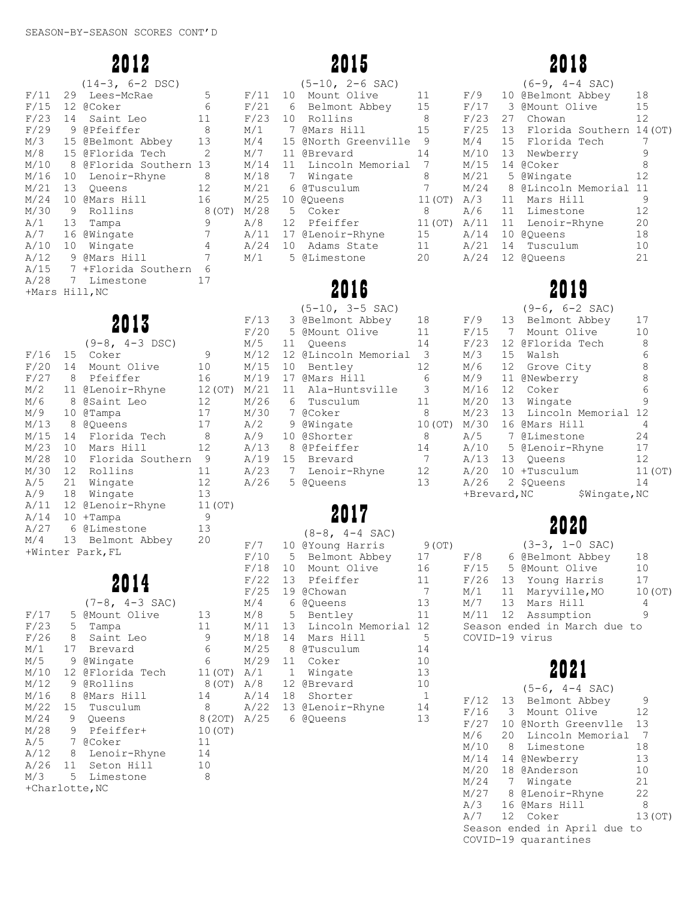SEASON-BY-SEASON SCORES CONT'D

## 2012

(14-3, 6-2 DSC)

| | | | |
|---|---|---|---|
| F/11 | 29 | Lees-McRae | 5 |
| F/15 | 12 | @Coker | 6 |
| F/23 | 14 | Saint Leo | 11 |
| F/29 | 9 | @Pfeiffer | 8 |
| M/3 | 15 | @Belmont Abbey | 13 |
| M/8 | 15 | @Florida Tech | 2 |
| M/10 | 8 | @Florida Southern | 13 |
| M/16 | 10 | Lenoir-Rhyne | 8 |
| M/21 | 13 | Queens | 12 |
| M/24 | 10 | @Mars Hill | 16 |
| M/30 | 9 | Rollins | 8(OT) |
| A/1 | 13 | Tampa | 9 |
| A/7 | 16 | @Wingate | 7 |
| A/10 | 10 | Wingate | 4 |
| A/12 | 9 | @Mars Hill | 7 |
| A/15 | 7 | +Florida Southern | 6 |
| A/28 | 7 | Limestone | 17 |

+Mars Hill,NC

## 2013

(9-8, 4-3 DSC)

| | | | |
|---|---|---|---|
| F/16 | 15 | Coker | 9 |
| F/20 | 14 | Mount Olive | 10 |
| F/27 | 8 | Pfeiffer | 16 |
| M/2 | 11 | @Lenoir-Rhyne | 12(OT) |
| M/6 | 8 | @Saint Leo | 12 |
| M/9 | 10 | @Tampa | 17 |
| M/13 | 8 | @Queens | 17 |
| M/15 | 14 | Florida Tech | 8 |
| M/23 | 10 | Mars Hill | 12 |
| M/28 | 10 | Florida Southern | 9 |
| M/30 | 12 | Rollins | 11 |
| A/5 | 21 | Wingate | 12 |
| A/9 | 18 | Wingate | 13 |
| A/11 | 12 | @Lenoir-Rhyne | 11(OT) |
| A/14 | 10 | +Tampa | 9 |
| A/27 | 6 | @Limestone | 13 |
| M/4 | 13 | Belmont Abbey | 20 |

+Winter Park,FL

## 2014

(7-8, 4-3 SAC)

| | | | |
|---|---|---|---|
| F/17 | 5 | @Mount Olive | 13 |
| F/23 | 5 | Tampa | 11 |
| F/26 | 8 | Saint Leo | 9 |
| M/1 | 17 | Brevard | 6 |
| M/5 | 9 | @Wingate | 6 |
| M/10 | 12 | @Florida Tech | 11(OT) |
| M/12 | 9 | @Rollins | 8(OT) |
| M/16 | 8 | @Mars Hill | 14 |
| M/22 | 15 | Tusculum | 8 |
| M/24 | 9 | Queens | 8(2OT) |
| M/28 | 9 | Pfeiffer+ | 10(OT) |
| A/5 | 7 | @Coker | 11 |
| A/12 | 8 | Lenoir-Rhyne | 14 |
| A/26 | 11 | Seton Hill | 10 |
| M/3 | 5 | Limestone | 8 |

+Charlotte,NC

## 2015

(5-10, 2-6 SAC)

| | | | |
|---|---|---|---|
| F/11 | 10 | Mount Olive | 11 |
| F/21 | 6 | Belmont Abbey | 15 |
| F/23 | 10 | Rollins | 8 |
| M/1 | 7 | @Mars Hill | 15 |
| M/4 | 15 | @North Greenville | 9 |
| M/7 | 11 | @Brevard | 14 |
| M/14 | 11 | Lincoln Memorial | 7 |
| M/18 | 7 | Wingate | 8 |
| M/21 | 6 | @Tusculum | 7 |
| M/25 | 10 | @Queens | 11(OT) |
| M/28 | 5 | Coker | 8 |
| A/8 | 12 | Pfeiffer | 11(OT) |
| A/11 | 17 | @Lenoir-Rhyne | 15 |
| A/24 | 10 | Adams State | 11 |
| M/1 | 5 | @Limestone | 20 |

## 2016

(5-10, 3-5 SAC)

| | | | |
|---|---|---|---|
| F/13 | 3 | @Belmont Abbey | 18 |
| F/20 | 5 | @Mount Olive | 11 |
| M/5 | 11 | Queens | 14 |
| M/12 | 12 | @Lincoln Memorial | 3 |
| M/15 | 10 | Bentley | 12 |
| M/19 | 17 | @Mars Hill | 6 |
| M/21 | 11 | Ala-Huntsville | 3 |
| M/26 | 6 | Tusculum | 11 |
| M/30 | 7 | @Coker | 8 |
| A/2 | 9 | @Wingate | 10(OT) |
| A/9 | 10 | @Shorter | 8 |
| A/13 | 8 | @Pfeiffer | 14 |
| A/19 | 15 | Brevard | 7 |
| A/23 | 7 | Lenoir-Rhyne | 12 |
| A/26 | 5 | @Queens | 13 |

## 2017

(8-8, 4-4 SAC)

| | | | |
|---|---|---|---|
| F/7 | 10 | @Young Harris | 9(OT) |
| F/10 | 5 | Belmont Abbey | 17 |
| F/18 | 10 | Mount Olive | 16 |
| F/22 | 13 | Pfeiffer | 11 |
| F/25 | 19 | @Chowan | 7 |
| M/4 | 6 | @Queens | 13 |
| M/8 | 5 | Bentley | 11 |
| M/11 | 13 | Lincoln Memorial | 12 |
| M/18 | 14 | Mars Hill | 5 |
| M/25 | 8 | @Tusculum | 14 |
| M/29 | 11 | Coker | 10 |
| A/1 | 1 | Wingate | 13 |
| A/8 | 12 | @Brevard | 10 |
| A/14 | 18 | Shorter | 1 |
| A/22 | 13 | @Lenoir-Rhyne | 14 |
| A/25 | 6 | @Queens | 13 |

## 2018

(6-9, 4-4 SAC)

| | | | |
|---|---|---|---|
| F/9 | 10 | @Belmont Abbey | 18 |
| F/17 | 3 | @Mount Olive | 15 |
| F/23 | 27 | Chowan | 12 |
| F/25 | 13 | Florida Southern | 14(OT) |
| M/4 | 15 | Florida Tech | 7 |
| M/10 | 13 | Newberry | 9 |
| M/15 | 14 | @Coker | 8 |
| M/21 | 5 | @Wingate | 12 |
| M/24 | 8 | @Lincoln Memorial | 11 |
| A/3 | 11 | Mars Hill | 9 |
| A/6 | 11 | Limestone | 12 |
| A/11 | 11 | Lenoir-Rhyne | 20 |
| A/14 | 10 | @Queens | 18 |
| A/21 | 14 | Tusculum | 10 |
| A/24 | 12 | @Queens | 21 |

## 2019

(9-6, 6-2 SAC)

| | | | |
|---|---|---|---|
| F/9 | 13 | Belmont Abbey | 17 |
| F/15 | 7 | Mount Olive | 10 |
| F/23 | 12 | @Florida Tech | 8 |
| M/3 | 15 | Walsh | 6 |
| M/6 | 12 | Grove City | 8 |
| M/9 | 11 | @Newberry | 8 |
| M/16 | 12 | Coker | 6 |
| M/20 | 13 | Wingate | 9 |
| M/23 | 13 | Lincoln Memorial | 12 |
| M/30 | 16 | @Mars Hill | 4 |
| A/5 | 7 | @Limestone | 24 |
| A/10 | 5 | @Lenoir-Rhyne | 17 |
| A/13 | 13 | Queens | 12 |
| A/20 | 10 | +Tusculum | 11(OT) |
| A/26 | 2 | $Queens | 14 |

+Brevard,NC $Wingate,NC

## 2020

(3-3, 1-0 SAC)

| | | | |
|---|---|---|---|
| F/8 | 6 | @Belmont Abbey | 18 |
| F/15 | 5 | @Mount Olive | 10 |
| F/26 | 13 | Young Harris | 17 |
| M/1 | 11 | Maryville,MO | 10(OT) |
| M/7 | 13 | Mars Hill | 4 |
| M/11 | 12 | Assumption | 9 |

Season ended in March due to COVID-19 virus

## 2021

(5-6, 4-4 SAC)

| | | | |
|---|---|---|---|
| F/12 | 13 | Belmont Abbey | 9 |
| F/16 | 3 | Mount Olive | 12 |
| F/27 | 10 | @North Greenvlle | 13 |
| M/6 | 20 | Lincoln Memorial | 7 |
| M/10 | 8 | Limestone | 18 |
| M/14 | 14 | @Newberry | 13 |
| M/20 | 18 | @Anderson | 10 |
| M/24 | 7 | Wingate | 21 |
| M/27 | 8 | @Lenoir-Rhyne | 22 |
| A/3 | 16 | @Mars Hill | 8 |
| A/7 | 12 | Coker | 13(OT) |

Season ended in April due to COVID-19 quarantines